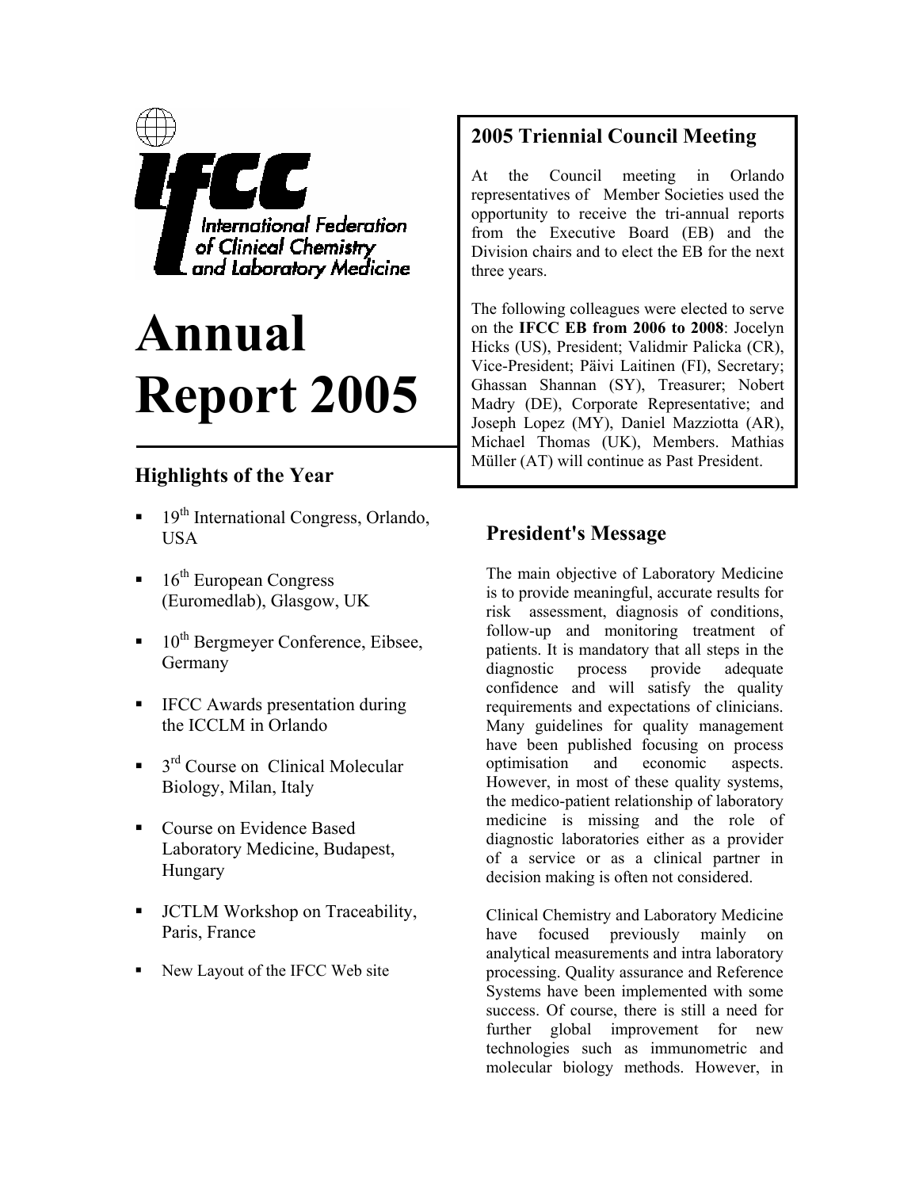IFCC International Federation of Clinical Chemistry and Laboratory Medicine

# Annual Report 2005

## Highlights of the Year

- 19th International Congress, Orlando, USA
- 16th European Congress (Euromedlab), Glasgow, UK
- 10th Bergmeyer Conference, Eibsee, Germany
- IFCC Awards presentation during the ICCLM in Orlando
- 3rd Course on Clinical Molecular Biology, Milan, Italy
- Course on Evidence Based Laboratory Medicine, Budapest, Hungary
- JCTLM Workshop on Traceability, Paris, France
- New Layout of the IFCC Web site

## 2005 Triennial Council Meeting

At the Council meeting in Orlando representatives of Member Societies used the opportunity to receive the tri-annual reports from the Executive Board (EB) and the Division chairs and to elect the EB for the next three years.

The following colleagues were elected to serve on the **IFCC EB from 2006 to 2008**: Jocelyn Hicks (US), President; Validmir Palicka (CR), Vice-President; Päivi Laitinen (FI), Secretary; Ghassan Shannan (SY), Treasurer; Nobert Madry (DE), Corporate Representative; and Joseph Lopez (MY), Daniel Mazziotta (AR), Michael Thomas (UK), Members. Mathias Müller (AT) will continue as Past President.

## President's Message

The main objective of Laboratory Medicine is to provide meaningful, accurate results for risk assessment, diagnosis of conditions, follow-up and monitoring treatment of patients. It is mandatory that all steps in the diagnostic process provide adequate confidence and will satisfy the quality requirements and expectations of clinicians. Many guidelines for quality management have been published focusing on process optimisation and economic aspects. However, in most of these quality systems, the medico-patient relationship of laboratory medicine is missing and the role of diagnostic laboratories either as a provider of a service or as a clinical partner in decision making is often not considered.

Clinical Chemistry and Laboratory Medicine have focused previously mainly on analytical measurements and intra laboratory processing. Quality assurance and Reference Systems have been implemented with some success. Of course, there is still a need for further global improvement for new technologies such as immunometric and molecular biology methods. However, in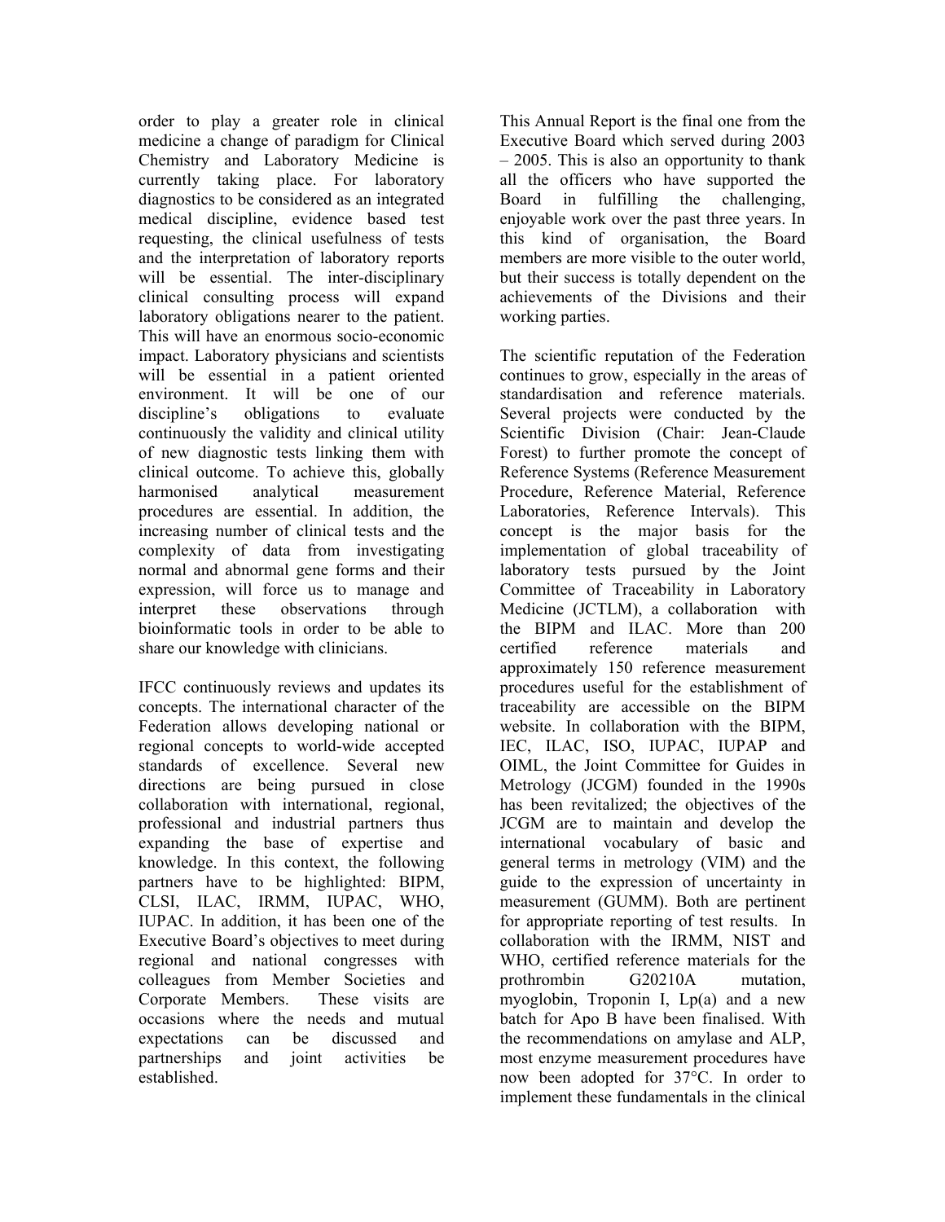order to play a greater role in clinical medicine a change of paradigm for Clinical Chemistry and Laboratory Medicine is currently taking place. For laboratory diagnostics to be considered as an integrated medical discipline, evidence based test requesting, the clinical usefulness of tests and the interpretation of laboratory reports will be essential. The inter-disciplinary clinical consulting process will expand laboratory obligations nearer to the patient. This will have an enormous socio-economic impact. Laboratory physicians and scientists will be essential in a patient oriented environment. It will be one of our discipline's obligations to evaluate continuously the validity and clinical utility of new diagnostic tests linking them with clinical outcome. To achieve this, globally harmonised analytical measurement procedures are essential. In addition, the increasing number of clinical tests and the complexity of data from investigating normal and abnormal gene forms and their expression, will force us to manage and interpret these observations through bioinformatic tools in order to be able to share our knowledge with clinicians.

IFCC continuously reviews and updates its concepts. The international character of the Federation allows developing national or regional concepts to world-wide accepted standards of excellence. Several new directions are being pursued in close collaboration with international, regional, professional and industrial partners thus expanding the base of expertise and knowledge. In this context, the following partners have to be highlighted: BIPM, CLSI, ILAC, IRMM, IUPAC, WHO, IUPAC. In addition, it has been one of the Executive Board's objectives to meet during regional and national congresses with colleagues from Member Societies and Corporate Members. These visits are occasions where the needs and mutual expectations can be discussed and partnerships and joint activities be established.

This Annual Report is the final one from the Executive Board which served during 2003 – 2005. This is also an opportunity to thank all the officers who have supported the Board in fulfilling the challenging, enjoyable work over the past three years. In this kind of organisation, the Board members are more visible to the outer world, but their success is totally dependent on the achievements of the Divisions and their working parties.

The scientific reputation of the Federation continues to grow, especially in the areas of standardisation and reference materials. Several projects were conducted by the Scientific Division (Chair: Jean-Claude Forest) to further promote the concept of Reference Systems (Reference Measurement Procedure, Reference Material, Reference Laboratories, Reference Intervals). This concept is the major basis for the implementation of global traceability of laboratory tests pursued by the Joint Committee of Traceability in Laboratory Medicine (JCTLM), a collaboration with the BIPM and ILAC. More than 200 certified reference materials and approximately 150 reference measurement procedures useful for the establishment of traceability are accessible on the BIPM website. In collaboration with the BIPM, IEC, ILAC, ISO, IUPAC, IUPAP and OIML, the Joint Committee for Guides in Metrology (JCGM) founded in the 1990s has been revitalized; the objectives of the JCGM are to maintain and develop the international vocabulary of basic and general terms in metrology (VIM) and the guide to the expression of uncertainty in measurement (GUMM). Both are pertinent for appropriate reporting of test results. In collaboration with the IRMM, NIST and WHO, certified reference materials for the prothrombin G20210A mutation, myoglobin, Troponin I, Lp(a) and a new batch for Apo B have been finalised. With the recommendations on amylase and ALP, most enzyme measurement procedures have now been adopted for 37°C. In order to implement these fundamentals in the clinical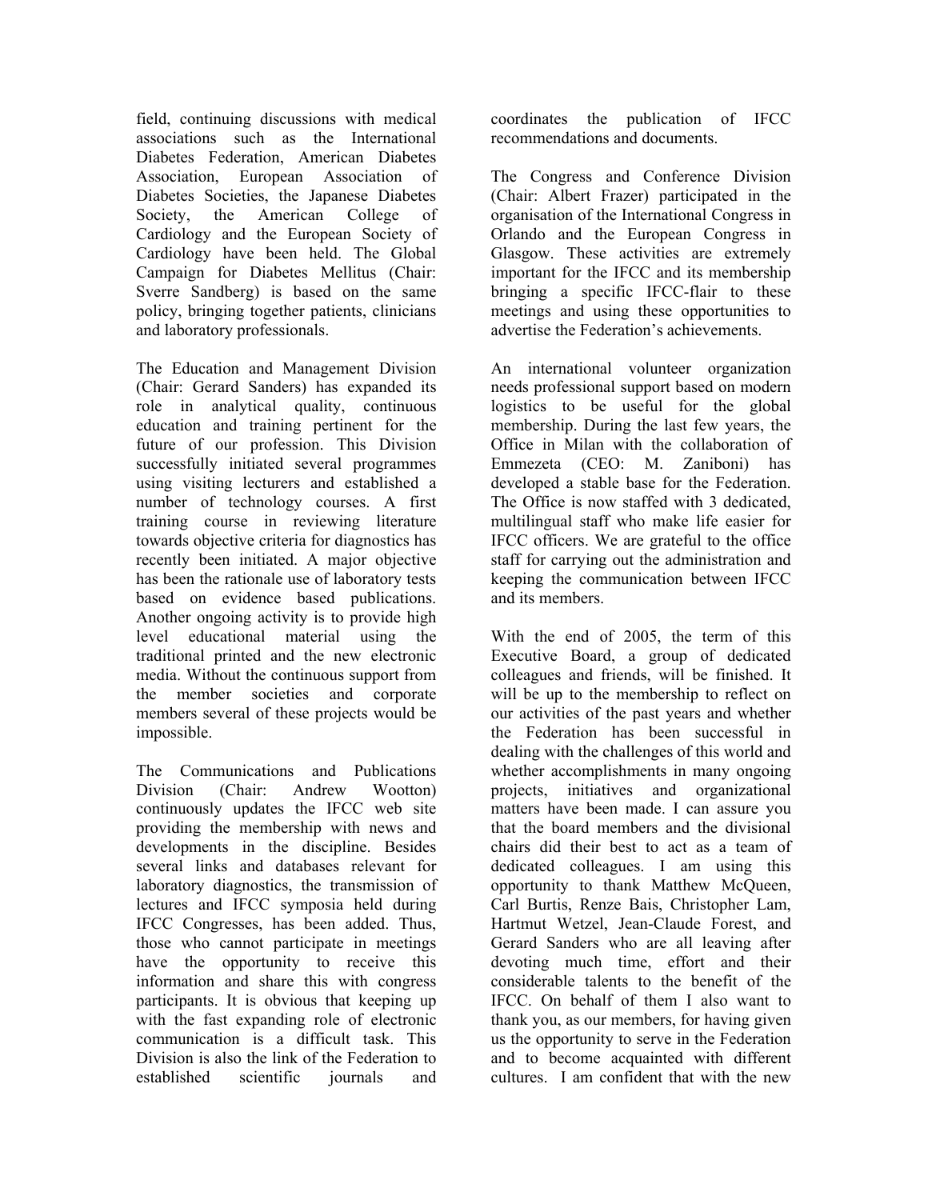field, continuing discussions with medical associations such as the International Diabetes Federation, American Diabetes Association, European Association of Diabetes Societies, the Japanese Diabetes Society, the American College of Cardiology and the European Society of Cardiology have been held. The Global Campaign for Diabetes Mellitus (Chair: Sverre Sandberg) is based on the same policy, bringing together patients, clinicians and laboratory professionals.

The Education and Management Division (Chair: Gerard Sanders) has expanded its role in analytical quality, continuous education and training pertinent for the future of our profession. This Division successfully initiated several programmes using visiting lecturers and established a number of technology courses. A first training course in reviewing literature towards objective criteria for diagnostics has recently been initiated. A major objective has been the rationale use of laboratory tests based on evidence based publications. Another ongoing activity is to provide high level educational material using the traditional printed and the new electronic media. Without the continuous support from the member societies and corporate members several of these projects would be impossible.

The Communications and Publications Division (Chair: Andrew Wootton) continuously updates the IFCC web site providing the membership with news and developments in the discipline. Besides several links and databases relevant for laboratory diagnostics, the transmission of lectures and IFCC symposia held during IFCC Congresses, has been added. Thus, those who cannot participate in meetings have the opportunity to receive this information and share this with congress participants. It is obvious that keeping up with the fast expanding role of electronic communication is a difficult task. This Division is also the link of the Federation to established scientific journals and coordinates the publication of IFCC recommendations and documents.

The Congress and Conference Division (Chair: Albert Frazer) participated in the organisation of the International Congress in Orlando and the European Congress in Glasgow. These activities are extremely important for the IFCC and its membership bringing a specific IFCC-flair to these meetings and using these opportunities to advertise the Federation's achievements.

An international volunteer organization needs professional support based on modern logistics to be useful for the global membership. During the last few years, the Office in Milan with the collaboration of Emmezeta (CEO: M. Zaniboni) has developed a stable base for the Federation. The Office is now staffed with 3 dedicated, multilingual staff who make life easier for IFCC officers. We are grateful to the office staff for carrying out the administration and keeping the communication between IFCC and its members.

With the end of 2005, the term of this Executive Board, a group of dedicated colleagues and friends, will be finished. It will be up to the membership to reflect on our activities of the past years and whether the Federation has been successful in dealing with the challenges of this world and whether accomplishments in many ongoing projects, initiatives and organizational matters have been made. I can assure you that the board members and the divisional chairs did their best to act as a team of dedicated colleagues. I am using this opportunity to thank Matthew McQueen, Carl Burtis, Renze Bais, Christopher Lam, Hartmut Wetzel, Jean-Claude Forest, and Gerard Sanders who are all leaving after devoting much time, effort and their considerable talents to the benefit of the IFCC. On behalf of them I also want to thank you, as our members, for having given us the opportunity to serve in the Federation and to become acquainted with different cultures. I am confident that with the new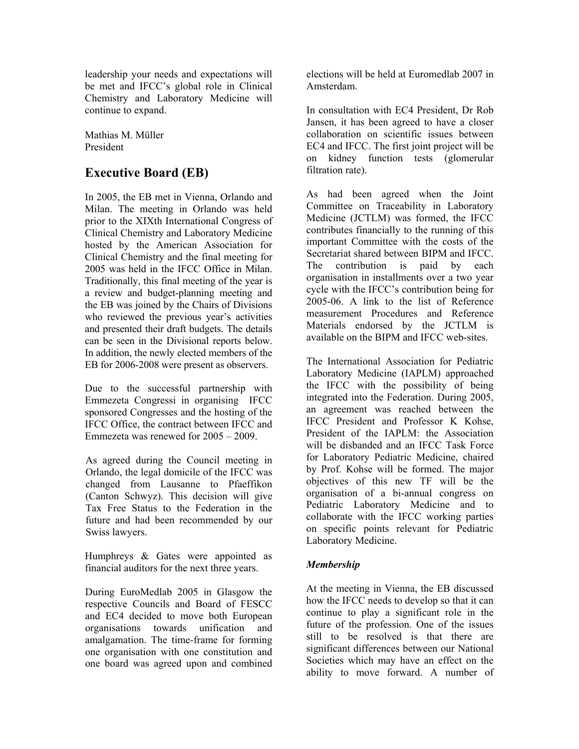leadership your needs and expectations will be met and IFCC's global role in Clinical Chemistry and Laboratory Medicine will continue to expand.

Mathias M. Müller
President

## Executive Board (EB)

In 2005, the EB met in Vienna, Orlando and Milan. The meeting in Orlando was held prior to the XIXth International Congress of Clinical Chemistry and Laboratory Medicine hosted by the American Association for Clinical Chemistry and the final meeting for 2005 was held in the IFCC Office in Milan. Traditionally, this final meeting of the year is a review and budget-planning meeting and the EB was joined by the Chairs of Divisions who reviewed the previous year's activities and presented their draft budgets. The details can be seen in the Divisional reports below. In addition, the newly elected members of the EB for 2006-2008 were present as observers.

Due to the successful partnership with Emmezeta Congressi in organising IFCC sponsored Congresses and the hosting of the IFCC Office, the contract between IFCC and Emmezeta was renewed for 2005 – 2009.

As agreed during the Council meeting in Orlando, the legal domicile of the IFCC was changed from Lausanne to Pfaeffikon (Canton Schwyz). This decision will give Tax Free Status to the Federation in the future and had been recommended by our Swiss lawyers.

Humphreys & Gates were appointed as financial auditors for the next three years.

During EuroMedlab 2005 in Glasgow the respective Councils and Board of FESCC and EC4 decided to move both European organisations towards unification and amalgamation. The time-frame for forming one organisation with one constitution and one board was agreed upon and combined elections will be held at Euromedlab 2007 in Amsterdam.

In consultation with EC4 President, Dr Rob Jansen, it has been agreed to have a closer collaboration on scientific issues between EC4 and IFCC. The first joint project will be on kidney function tests (glomerular filtration rate).

As had been agreed when the Joint Committee on Traceability in Laboratory Medicine (JCTLM) was formed, the IFCC contributes financially to the running of this important Committee with the costs of the Secretariat shared between BIPM and IFCC. The contribution is paid by each organisation in installments over a two year cycle with the IFCC's contribution being for 2005-06. A link to the list of Reference measurement Procedures and Reference Materials endorsed by the JCTLM is available on the BIPM and IFCC web-sites.

The International Association for Pediatric Laboratory Medicine (IAPLM) approached the IFCC with the possibility of being integrated into the Federation. During 2005, an agreement was reached between the IFCC President and Professor K Kohse, President of the IAPLM: the Association will be disbanded and an IFCC Task Force for Laboratory Pediatric Medicine, chaired by Prof. Kohse will be formed. The major objectives of this new TF will be the organisation of a bi-annual congress on Pediatric Laboratory Medicine and to collaborate with the IFCC working parties on specific points relevant for Pediatric Laboratory Medicine.

### *Membership*

At the meeting in Vienna, the EB discussed how the IFCC needs to develop so that it can continue to play a significant role in the future of the profession. One of the issues still to be resolved is that there are significant differences between our National Societies which may have an effect on the ability to move forward. A number of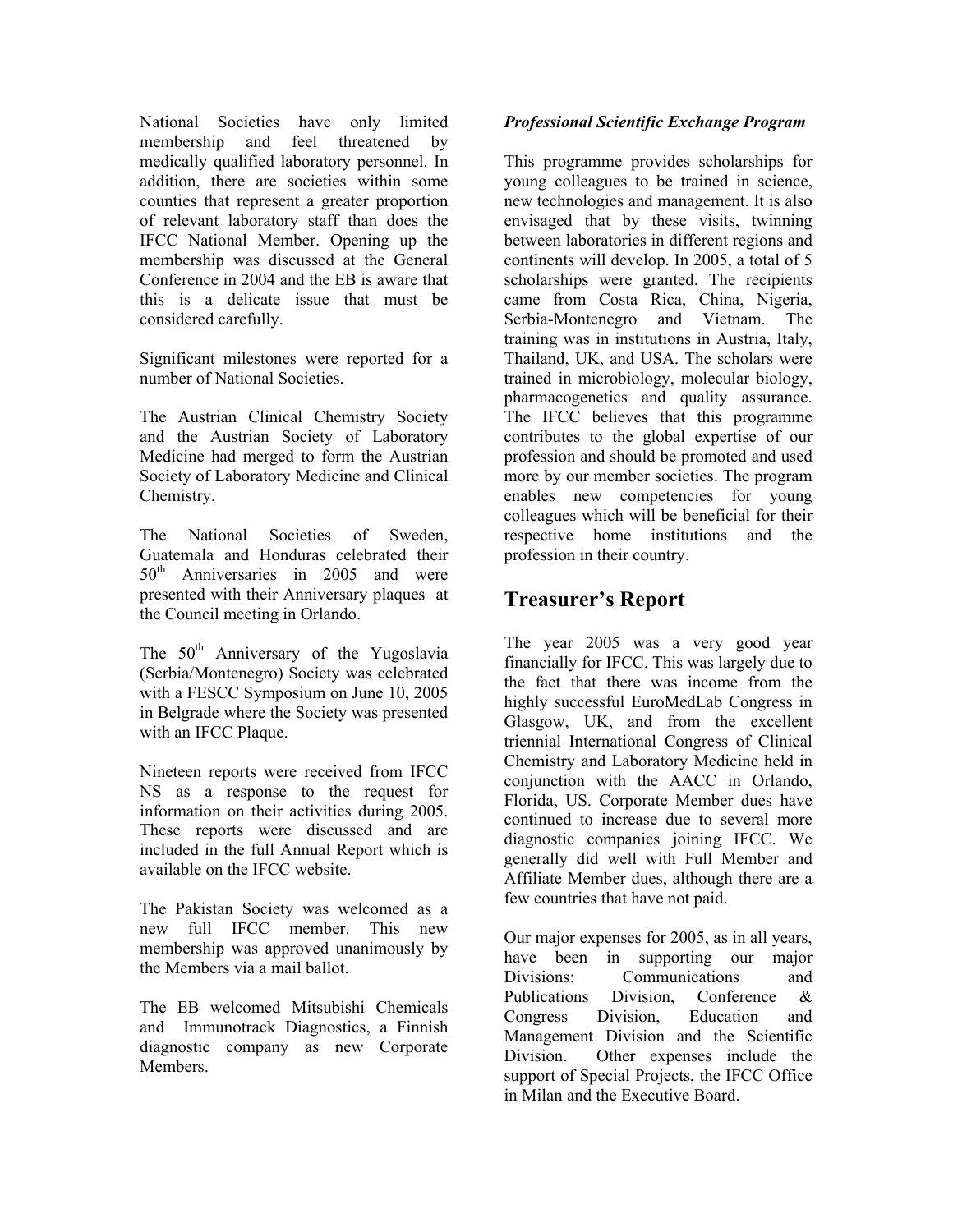National Societies have only limited membership and feel threatened by medically qualified laboratory personnel. In addition, there are societies within some counties that represent a greater proportion of relevant laboratory staff than does the IFCC National Member. Opening up the membership was discussed at the General Conference in 2004 and the EB is aware that this is a delicate issue that must be considered carefully.

Significant milestones were reported for a number of National Societies.

The Austrian Clinical Chemistry Society and the Austrian Society of Laboratory Medicine had merged to form the Austrian Society of Laboratory Medicine and Clinical Chemistry.

The National Societies of Sweden, Guatemala and Honduras celebrated their 50th Anniversaries in 2005 and were presented with their Anniversary plaques at the Council meeting in Orlando.

The 50th Anniversary of the Yugoslavia (Serbia/Montenegro) Society was celebrated with a FESCC Symposium on June 10, 2005 in Belgrade where the Society was presented with an IFCC Plaque.

Nineteen reports were received from IFCC NS as a response to the request for information on their activities during 2005. These reports were discussed and are included in the full Annual Report which is available on the IFCC website.

The Pakistan Society was welcomed as a new full IFCC member. This new membership was approved unanimously by the Members via a mail ballot.

The EB welcomed Mitsubishi Chemicals and Immunotrack Diagnostics, a Finnish diagnostic company as new Corporate Members.

***Professional Scientific Exchange Program***

This programme provides scholarships for young colleagues to be trained in science, new technologies and management. It is also envisaged that by these visits, twinning between laboratories in different regions and continents will develop. In 2005, a total of 5 scholarships were granted. The recipients came from Costa Rica, China, Nigeria, Serbia-Montenegro and Vietnam. The training was in institutions in Austria, Italy, Thailand, UK, and USA. The scholars were trained in microbiology, molecular biology, pharmacogenetics and quality assurance. The IFCC believes that this programme contributes to the global expertise of our profession and should be promoted and used more by our member societies. The program enables new competencies for young colleagues which will be beneficial for their respective home institutions and the profession in their country.

## Treasurer's Report

The year 2005 was a very good year financially for IFCC. This was largely due to the fact that there was income from the highly successful EuroMedLab Congress in Glasgow, UK, and from the excellent triennial International Congress of Clinical Chemistry and Laboratory Medicine held in conjunction with the AACC in Orlando, Florida, US. Corporate Member dues have continued to increase due to several more diagnostic companies joining IFCC. We generally did well with Full Member and Affiliate Member dues, although there are a few countries that have not paid.

Our major expenses for 2005, as in all years, have been in supporting our major Divisions: Communications and Publications Division, Conference & Congress Division, Education and Management Division and the Scientific Division. Other expenses include the support of Special Projects, the IFCC Office in Milan and the Executive Board.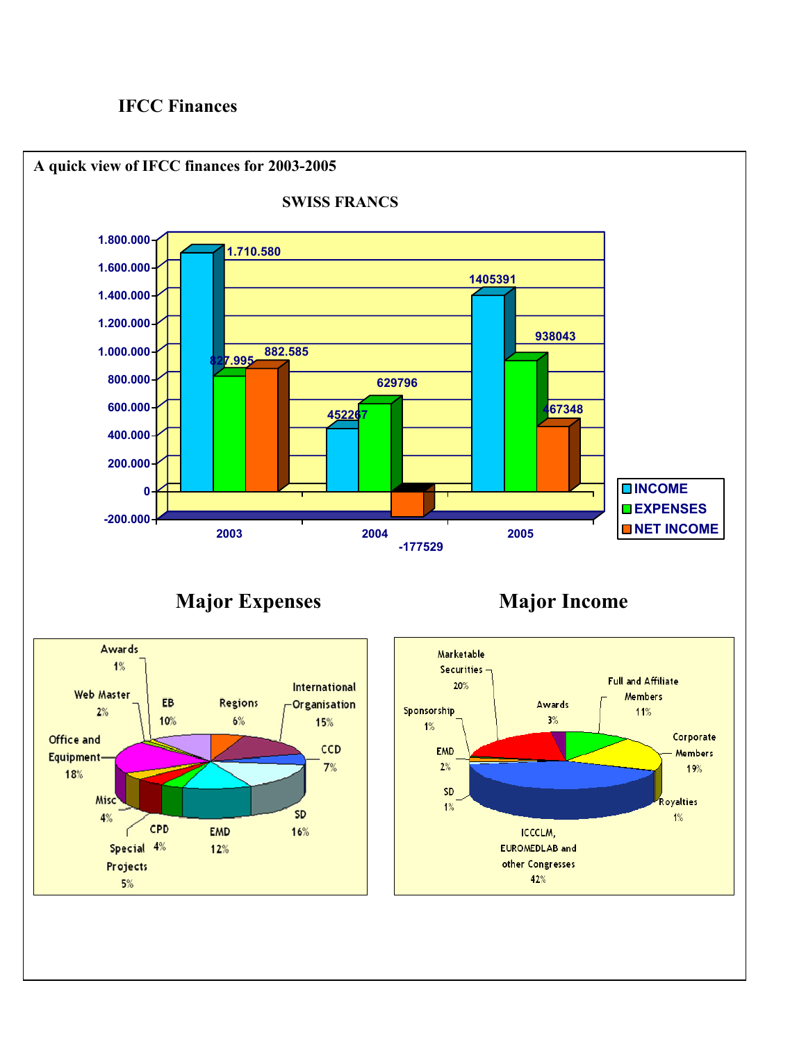# IFCC Finances

**A quick view of IFCC finances for 2003-2005**

**SWISS FRANCS**

| Year | INCOME | EXPENSES | NET INCOME |
| --- | --- | --- | --- |
| 2003 | 1.710.580 | 827.995 | 882.585 |
| 2004 | 452267 | 629796 | -177529 |
| 2005 | 1405391 | 938043 | 467348 |

## Major Expenses

| Category | % |
| --- | --- |
| Awards | 1% |
| Web Master | 2% |
| EB | 10% |
| Regions | 6% |
| International Organisation | 15% |
| CCD | 7% |
| SD | 16% |
| EMD | 12% |
| CPD | 4% |
| Special Projects | 5% |
| Misc | 4% |
| Office and Equipment | 18% |

## Major Income

| Category | % |
| --- | --- |
| Marketable Securities | 20% |
| Awards | 3% |
| Full and Affiliate Members | 11% |
| Corporate Members | 19% |
| Royalties | 1% |
| ICCCLM, EUROMEDLAB and other Congresses | 42% |
| SD | 1% |
| EMD | 2% |
| Sponsorship | 1% |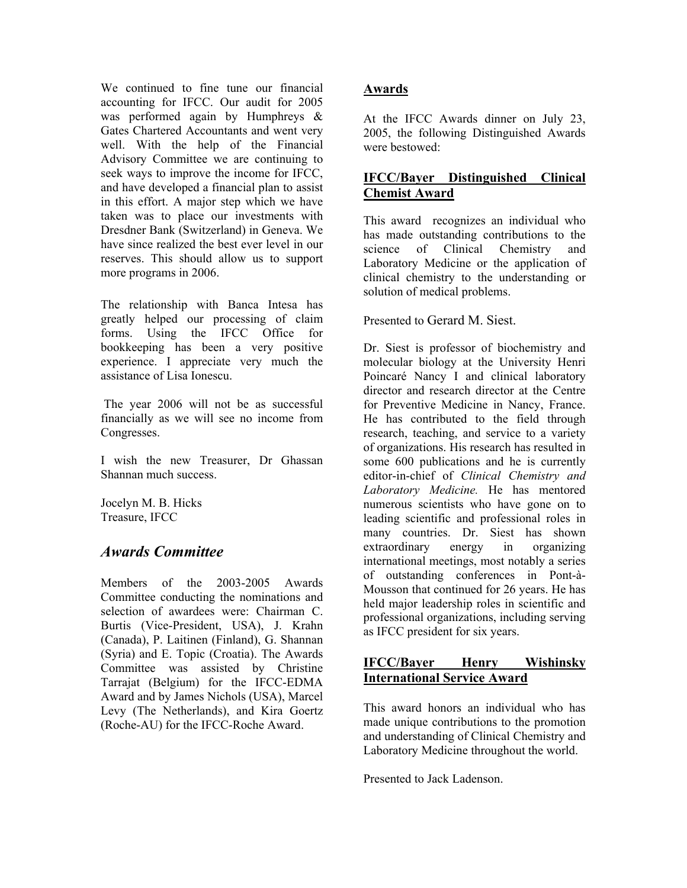We continued to fine tune our financial accounting for IFCC. Our audit for 2005 was performed again by Humphreys & Gates Chartered Accountants and went very well. With the help of the Financial Advisory Committee we are continuing to seek ways to improve the income for IFCC, and have developed a financial plan to assist in this effort. A major step which we have taken was to place our investments with Dresdner Bank (Switzerland) in Geneva. We have since realized the best ever level in our reserves. This should allow us to support more programs in 2006.

The relationship with Banca Intesa has greatly helped our processing of claim forms. Using the IFCC Office for bookkeeping has been a very positive experience. I appreciate very much the assistance of Lisa Ionescu.

The year 2006 will not be as successful financially as we will see no income from Congresses.

I wish the new Treasurer, Dr Ghassan Shannan much success.

Jocelyn M. B. Hicks
Treasure, IFCC

## *Awards Committee*

Members of the 2003-2005 Awards Committee conducting the nominations and selection of awardees were: Chairman C. Burtis (Vice-President, USA), J. Krahn (Canada), P. Laitinen (Finland), G. Shannan (Syria) and E. Topic (Croatia). The Awards Committee was assisted by Christine Tarrajat (Belgium) for the IFCC-EDMA Award and by James Nichols (USA), Marcel Levy (The Netherlands), and Kira Goertz (Roche-AU) for the IFCC-Roche Award.

### Awards

At the IFCC Awards dinner on July 23, 2005, the following Distinguished Awards were bestowed:

### IFCC/Bayer Distinguished Clinical Chemist Award

This award recognizes an individual who has made outstanding contributions to the science of Clinical Chemistry and Laboratory Medicine or the application of clinical chemistry to the understanding or solution of medical problems.

Presented to Gerard M. Siest.

Dr. Siest is professor of biochemistry and molecular biology at the University Henri Poincaré Nancy I and clinical laboratory director and research director at the Centre for Preventive Medicine in Nancy, France. He has contributed to the field through research, teaching, and service to a variety of organizations. His research has resulted in some 600 publications and he is currently editor-in-chief of *Clinical Chemistry and Laboratory Medicine.* He has mentored numerous scientists who have gone on to leading scientific and professional roles in many countries. Dr. Siest has shown extraordinary energy in organizing international meetings, most notably a series of outstanding conferences in Pont-à-Mousson that continued for 26 years. He has held major leadership roles in scientific and professional organizations, including serving as IFCC president for six years.

### IFCC/Bayer Henry Wishinsky International Service Award

This award honors an individual who has made unique contributions to the promotion and understanding of Clinical Chemistry and Laboratory Medicine throughout the world.

Presented to Jack Ladenson.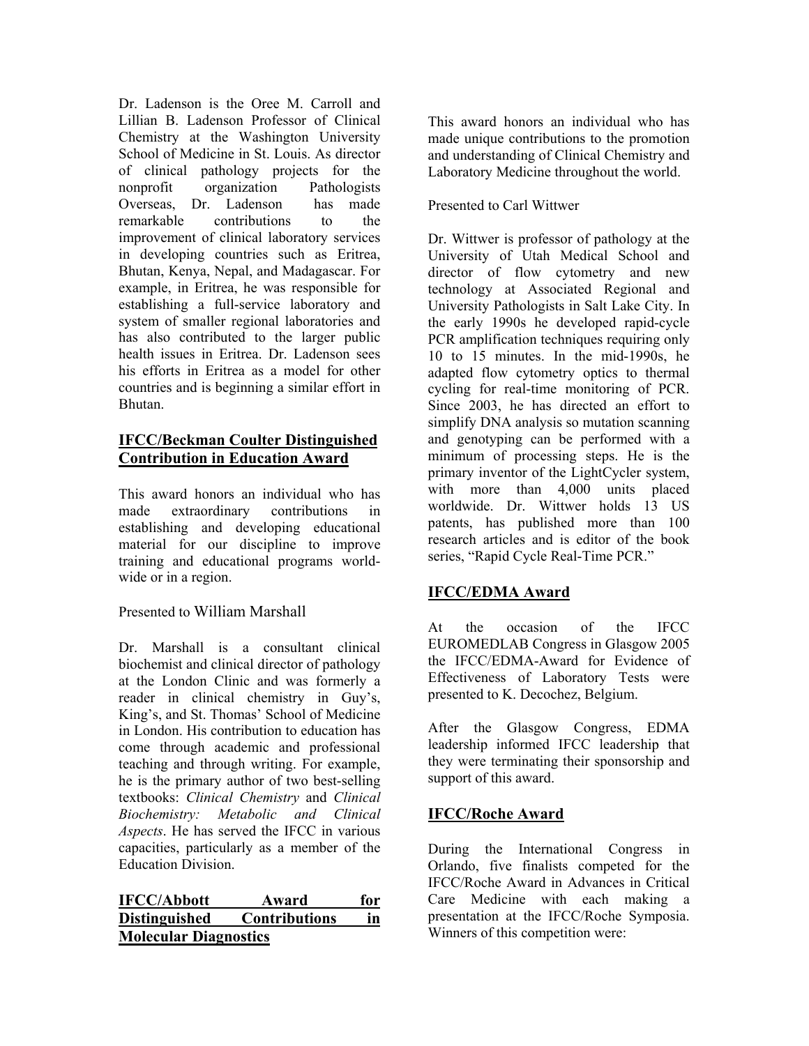Dr. Ladenson is the Oree M. Carroll and Lillian B. Ladenson Professor of Clinical Chemistry at the Washington University School of Medicine in St. Louis. As director of clinical pathology projects for the nonprofit organization Pathologists Overseas, Dr. Ladenson has made remarkable contributions to the improvement of clinical laboratory services in developing countries such as Eritrea, Bhutan, Kenya, Nepal, and Madagascar. For example, in Eritrea, he was responsible for establishing a full-service laboratory and system of smaller regional laboratories and has also contributed to the larger public health issues in Eritrea. Dr. Ladenson sees his efforts in Eritrea as a model for other countries and is beginning a similar effort in Bhutan.

## IFCC/Beckman Coulter Distinguished Contribution in Education Award

This award honors an individual who has made extraordinary contributions in establishing and developing educational material for our discipline to improve training and educational programs world-wide or in a region.

Presented to William Marshall

Dr. Marshall is a consultant clinical biochemist and clinical director of pathology at the London Clinic and was formerly a reader in clinical chemistry in Guy's, King's, and St. Thomas' School of Medicine in London. His contribution to education has come through academic and professional teaching and through writing. For example, he is the primary author of two best-selling textbooks: *Clinical Chemistry* and *Clinical Biochemistry: Metabolic and Clinical Aspects*. He has served the IFCC in various capacities, particularly as a member of the Education Division.

## IFCC/Abbott Award for Distinguished Contributions in Molecular Diagnostics

This award honors an individual who has made unique contributions to the promotion and understanding of Clinical Chemistry and Laboratory Medicine throughout the world.

Presented to Carl Wittwer

Dr. Wittwer is professor of pathology at the University of Utah Medical School and director of flow cytometry and new technology at Associated Regional and University Pathologists in Salt Lake City. In the early 1990s he developed rapid-cycle PCR amplification techniques requiring only 10 to 15 minutes. In the mid-1990s, he adapted flow cytometry optics to thermal cycling for real-time monitoring of PCR. Since 2003, he has directed an effort to simplify DNA analysis so mutation scanning and genotyping can be performed with a minimum of processing steps. He is the primary inventor of the LightCycler system, with more than 4,000 units placed worldwide. Dr. Wittwer holds 13 US patents, has published more than 100 research articles and is editor of the book series, "Rapid Cycle Real-Time PCR."

## IFCC/EDMA Award

At the occasion of the IFCC EUROMEDLAB Congress in Glasgow 2005 the IFCC/EDMA-Award for Evidence of Effectiveness of Laboratory Tests were presented to K. Decochez, Belgium.

After the Glasgow Congress, EDMA leadership informed IFCC leadership that they were terminating their sponsorship and support of this award.

## IFCC/Roche Award

During the International Congress in Orlando, five finalists competed for the IFCC/Roche Award in Advances in Critical Care Medicine with each making a presentation at the IFCC/Roche Symposia. Winners of this competition were: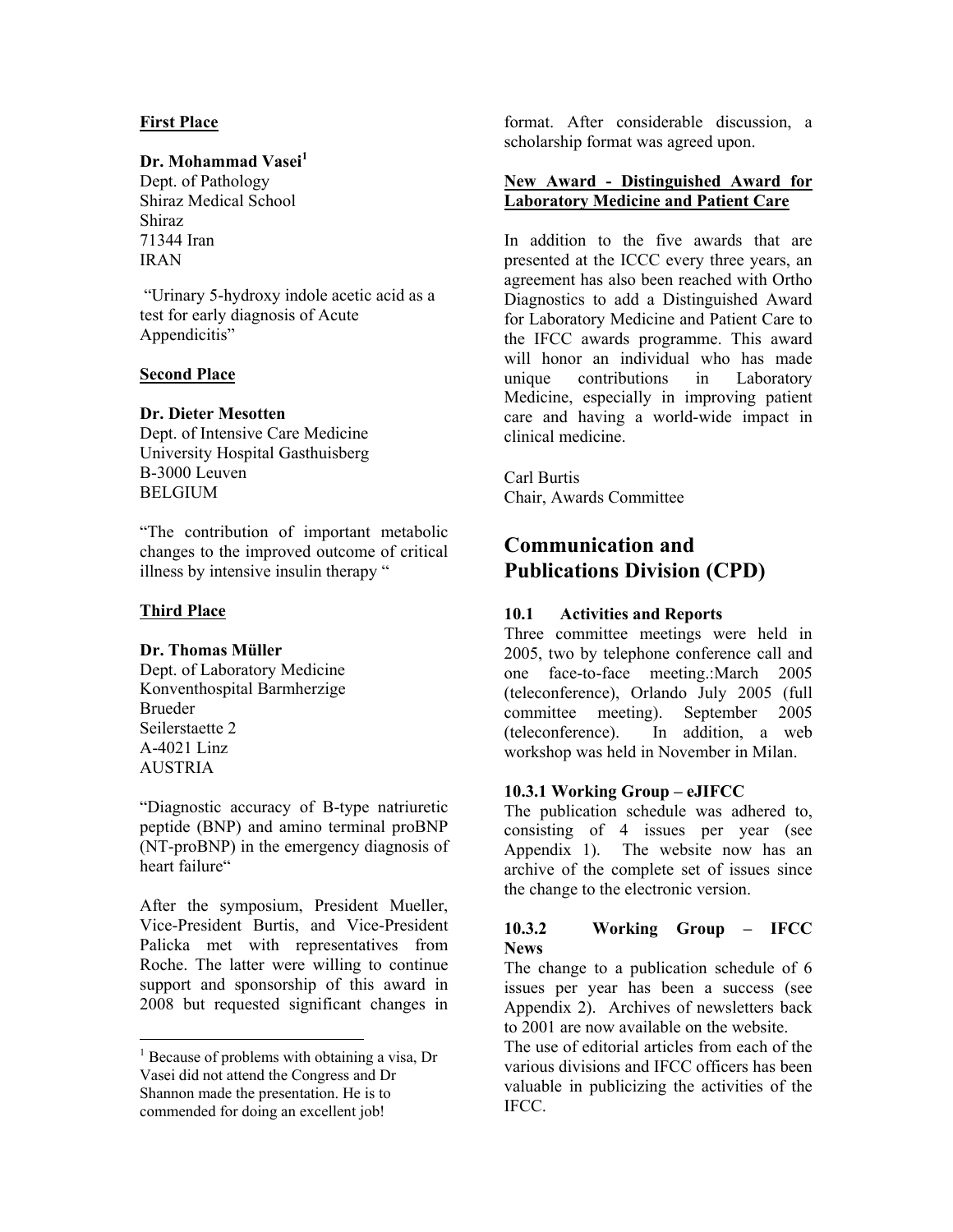**First Place**

**Dr. Mohammad Vasei**[1]
Dept. of Pathology
Shiraz Medical School
Shiraz
71344 Iran
IRAN

"Urinary 5-hydroxy indole acetic acid as a test for early diagnosis of Acute Appendicitis"

**Second Place**

**Dr. Dieter Mesotten**
Dept. of Intensive Care Medicine
University Hospital Gasthuisberg
B-3000 Leuven
BELGIUM

"The contribution of important metabolic changes to the improved outcome of critical illness by intensive insulin therapy "

**Third Place**

**Dr. Thomas Müller**
Dept. of Laboratory Medicine
Konventhospital Barmherzige
Brueder
Seilerstaette 2
A-4021 Linz
AUSTRIA

"Diagnostic accuracy of B-type natriuretic peptide (BNP) and amino terminal proBNP (NT-proBNP) in the emergency diagnosis of heart failure"

After the symposium, President Mueller, Vice-President Burtis, and Vice-President Palicka met with representatives from Roche. The latter were willing to continue support and sponsorship of this award in 2008 but requested significant changes in format. After considerable discussion, a scholarship format was agreed upon.

[1] Because of problems with obtaining a visa, Dr Vasei did not attend the Congress and Dr Shannon made the presentation. He is to commended for doing an excellent job!

**New Award - Distinguished Award for Laboratory Medicine and Patient Care**

In addition to the five awards that are presented at the ICCC every three years, an agreement has also been reached with Ortho Diagnostics to add a Distinguished Award for Laboratory Medicine and Patient Care to the IFCC awards programme. This award will honor an individual who has made unique contributions in Laboratory Medicine, especially in improving patient care and having a world-wide impact in clinical medicine.

Carl Burtis
Chair, Awards Committee

## Communication and Publications Division (CPD)

### 10.1 Activities and Reports

Three committee meetings were held in 2005, two by telephone conference call and one face-to-face meeting.:March 2005 (teleconference), Orlando July 2005 (full committee meeting). September 2005 (teleconference). In addition, a web workshop was held in November in Milan.

### 10.3.1 Working Group – eJIFCC

The publication schedule was adhered to, consisting of 4 issues per year (see Appendix 1). The website now has an archive of the complete set of issues since the change to the electronic version.

### 10.3.2 Working Group – IFCC News

The change to a publication schedule of 6 issues per year has been a success (see Appendix 2). Archives of newsletters back to 2001 are now available on the website.
The use of editorial articles from each of the various divisions and IFCC officers has been valuable in publicizing the activities of the IFCC.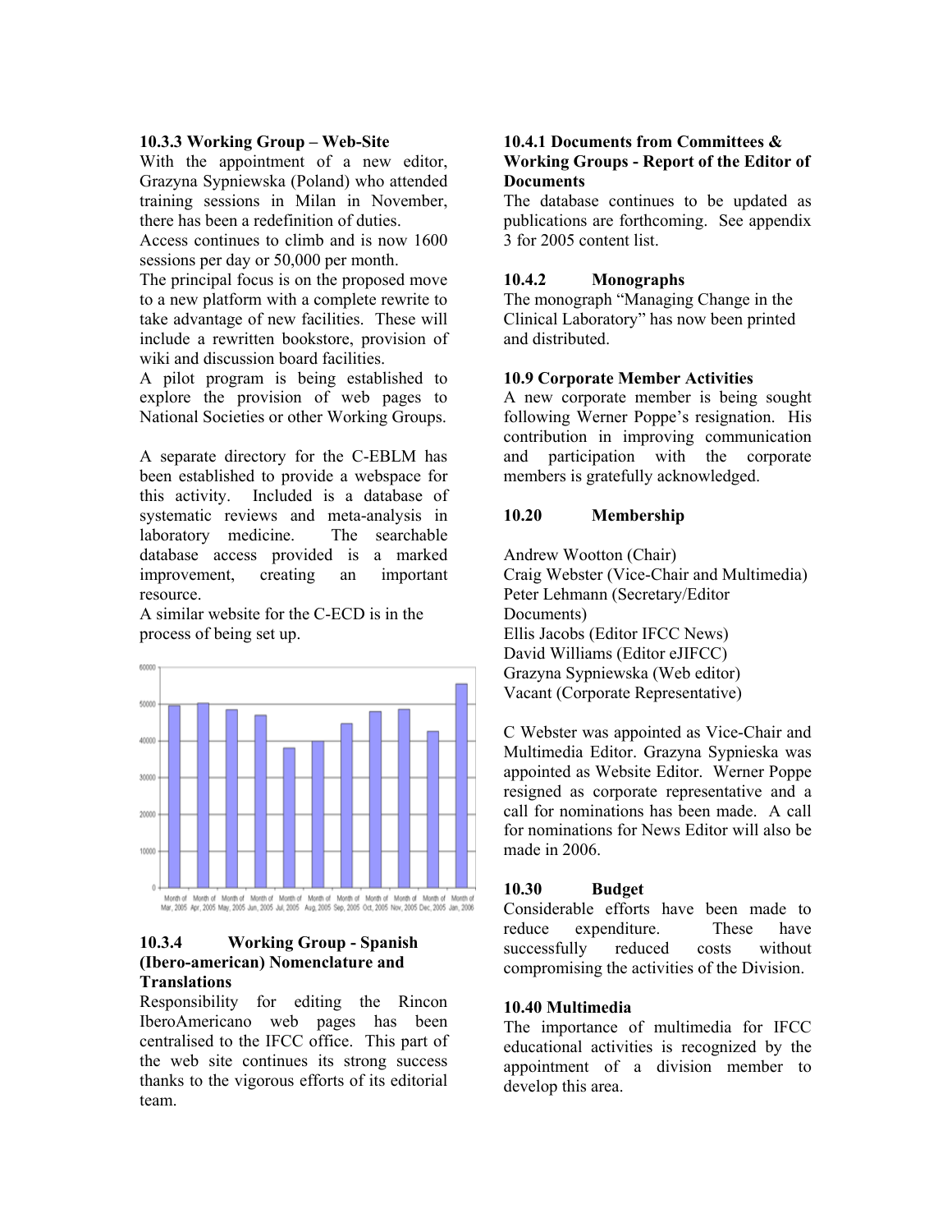### 10.3.3 Working Group – Web-Site

With the appointment of a new editor, Grazyna Sypniewska (Poland) who attended training sessions in Milan in November, there has been a redefinition of duties.

Access continues to climb and is now 1600 sessions per day or 50,000 per month.

The principal focus is on the proposed move to a new platform with a complete rewrite to take advantage of new facilities. These will include a rewritten bookstore, provision of wiki and discussion board facilities.

A pilot program is being established to explore the provision of web pages to National Societies or other Working Groups.

A separate directory for the C-EBLM has been established to provide a webspace for this activity. Included is a database of systematic reviews and meta-analysis in laboratory medicine. The searchable database access provided is a marked improvement, creating an important resource.

A similar website for the C-ECD is in the process of being set up.

### 10.3.4 Working Group - Spanish (Ibero-american) Nomenclature and Translations

Responsibility for editing the Rincon IberoAmericano web pages has been centralised to the IFCC office. This part of the web site continues its strong success thanks to the vigorous efforts of its editorial team.

### 10.4.1 Documents from Committees & Working Groups - Report of the Editor of Documents

The database continues to be updated as publications are forthcoming. See appendix 3 for 2005 content list.

### 10.4.2 Monographs

The monograph "Managing Change in the Clinical Laboratory" has now been printed and distributed.

### 10.9 Corporate Member Activities

A new corporate member is being sought following Werner Poppe's resignation. His contribution in improving communication and participation with the corporate members is gratefully acknowledged.

### 10.20 Membership

Andrew Wootton (Chair)
Craig Webster (Vice-Chair and Multimedia)
Peter Lehmann (Secretary/Editor Documents)
Ellis Jacobs (Editor IFCC News)
David Williams (Editor eJIFCC)
Grazyna Sypniewska (Web editor)
Vacant (Corporate Representative)

C Webster was appointed as Vice-Chair and Multimedia Editor. Grazyna Sypnieska was appointed as Website Editor. Werner Poppe resigned as corporate representative and a call for nominations has been made. A call for nominations for News Editor will also be made in 2006.

### 10.30 Budget

Considerable efforts have been made to reduce expenditure. These have successfully reduced costs without compromising the activities of the Division.

### 10.40 Multimedia

The importance of multimedia for IFCC educational activities is recognized by the appointment of a division member to develop this area.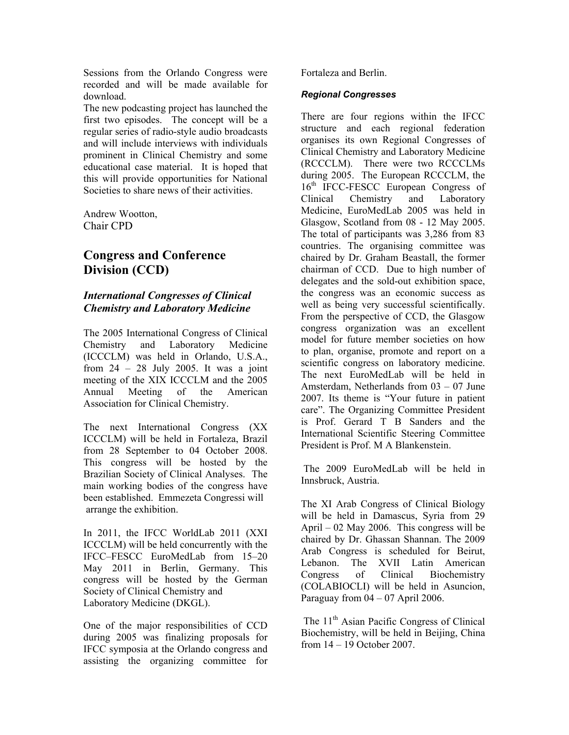Sessions from the Orlando Congress were recorded and will be made available for download.

The new podcasting project has launched the first two episodes. The concept will be a regular series of radio-style audio broadcasts and will include interviews with individuals prominent in Clinical Chemistry and some educational case material. It is hoped that this will provide opportunities for National Societies to share news of their activities.

Andrew Wootton,
Chair CPD

## Congress and Conference Division (CCD)

### *International Congresses of Clinical Chemistry and Laboratory Medicine*

The 2005 International Congress of Clinical Chemistry and Laboratory Medicine (ICCCLM) was held in Orlando, U.S.A., from 24 – 28 July 2005. It was a joint meeting of the XIX ICCCLM and the 2005 Annual Meeting of the American Association for Clinical Chemistry.

The next International Congress (XX ICCCLM) will be held in Fortaleza, Brazil from 28 September to 04 October 2008. This congress will be hosted by the Brazilian Society of Clinical Analyses. The main working bodies of the congress have been established. Emmezeta Congressi will arrange the exhibition.

In 2011, the IFCC WorldLab 2011 (XXI ICCCLM) will be held concurrently with the IFCC–FESCC EuroMedLab from 15–20 May 2011 in Berlin, Germany. This congress will be hosted by the German Society of Clinical Chemistry and Laboratory Medicine (DKGL).

One of the major responsibilities of CCD during 2005 was finalizing proposals for IFCC symposia at the Orlando congress and assisting the organizing committee for Fortaleza and Berlin.

#### *Regional Congresses*

There are four regions within the IFCC structure and each regional federation organises its own Regional Congresses of Clinical Chemistry and Laboratory Medicine (RCCCLM). There were two RCCCLMs during 2005. The European RCCCLM, the 16th IFCC-FESCC European Congress of Clinical Chemistry and Laboratory Medicine, EuroMedLab 2005 was held in Glasgow, Scotland from 08 - 12 May 2005. The total of participants was 3,286 from 83 countries. The organising committee was chaired by Dr. Graham Beastall, the former chairman of CCD. Due to high number of delegates and the sold-out exhibition space, the congress was an economic success as well as being very successful scientifically. From the perspective of CCD, the Glasgow congress organization was an excellent model for future member societies on how to plan, organise, promote and report on a scientific congress on laboratory medicine. The next EuroMedLab will be held in Amsterdam, Netherlands from 03 – 07 June 2007. Its theme is "Your future in patient care". The Organizing Committee President is Prof. Gerard T B Sanders and the International Scientific Steering Committee President is Prof. M A Blankenstein.

The 2009 EuroMedLab will be held in Innsbruck, Austria.

The XI Arab Congress of Clinical Biology will be held in Damascus, Syria from 29 April – 02 May 2006. This congress will be chaired by Dr. Ghassan Shannan. The 2009 Arab Congress is scheduled for Beirut, Lebanon. The XVII Latin American Congress of Clinical Biochemistry (COLABIOCLI) will be held in Asuncion, Paraguay from 04 – 07 April 2006.

The 11th Asian Pacific Congress of Clinical Biochemistry, will be held in Beijing, China from 14 – 19 October 2007.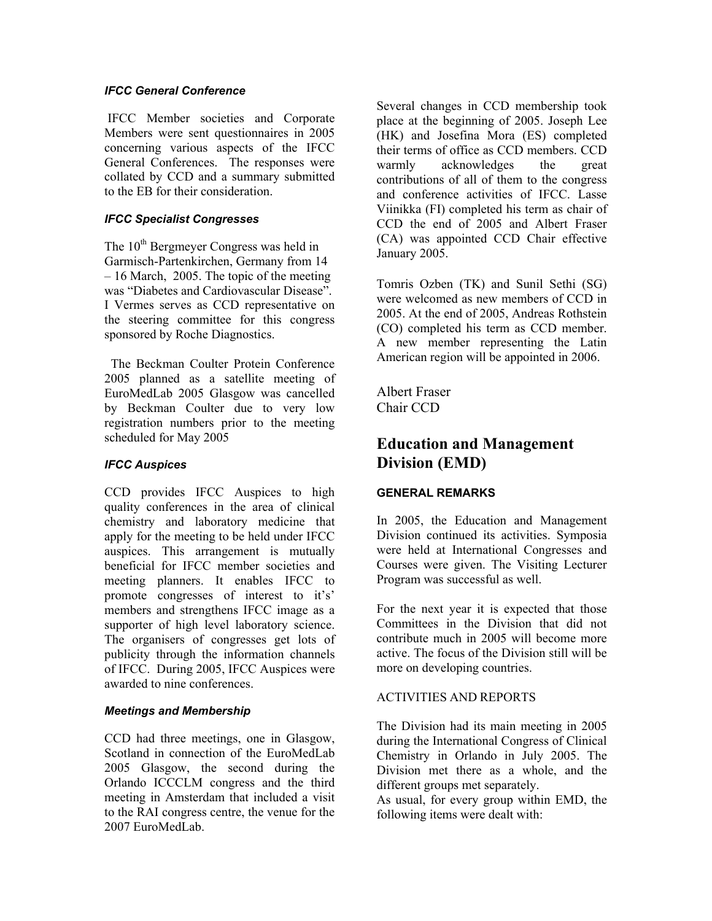### *IFCC General Conference*

IFCC Member societies and Corporate Members were sent questionnaires in 2005 concerning various aspects of the IFCC General Conferences. The responses were collated by CCD and a summary submitted to the EB for their consideration.

### *IFCC Specialist Congresses*

The 10th Bergmeyer Congress was held in Garmisch-Partenkirchen, Germany from 14 – 16 March, 2005. The topic of the meeting was "Diabetes and Cardiovascular Disease". I Vermes serves as CCD representative on the steering committee for this congress sponsored by Roche Diagnostics.

The Beckman Coulter Protein Conference 2005 planned as a satellite meeting of EuroMedLab 2005 Glasgow was cancelled by Beckman Coulter due to very low registration numbers prior to the meeting scheduled for May 2005

### *IFCC Auspices*

CCD provides IFCC Auspices to high quality conferences in the area of clinical chemistry and laboratory medicine that apply for the meeting to be held under IFCC auspices. This arrangement is mutually beneficial for IFCC member societies and meeting planners. It enables IFCC to promote congresses of interest to it's' members and strengthens IFCC image as a supporter of high level laboratory science. The organisers of congresses get lots of publicity through the information channels of IFCC. During 2005, IFCC Auspices were awarded to nine conferences.

### *Meetings and Membership*

CCD had three meetings, one in Glasgow, Scotland in connection of the EuroMedLab 2005 Glasgow, the second during the Orlando ICCCLM congress and the third meeting in Amsterdam that included a visit to the RAI congress centre, the venue for the 2007 EuroMedLab.

Several changes in CCD membership took place at the beginning of 2005. Joseph Lee (HK) and Josefina Mora (ES) completed their terms of office as CCD members. CCD warmly acknowledges the great contributions of all of them to the congress and conference activities of IFCC. Lasse Viinikka (FI) completed his term as chair of CCD the end of 2005 and Albert Fraser (CA) was appointed CCD Chair effective January 2005.

Tomris Ozben (TK) and Sunil Sethi (SG) were welcomed as new members of CCD in 2005. At the end of 2005, Andreas Rothstein (CO) completed his term as CCD member. A new member representing the Latin American region will be appointed in 2006.

Albert Fraser
Chair CCD

## Education and Management Division (EMD)

### GENERAL REMARKS

In 2005, the Education and Management Division continued its activities. Symposia were held at International Congresses and Courses were given. The Visiting Lecturer Program was successful as well.

For the next year it is expected that those Committees in the Division that did not contribute much in 2005 will become more active. The focus of the Division still will be more on developing countries.

### ACTIVITIES AND REPORTS

The Division had its main meeting in 2005 during the International Congress of Clinical Chemistry in Orlando in July 2005. The Division met there as a whole, and the different groups met separately.
As usual, for every group within EMD, the following items were dealt with: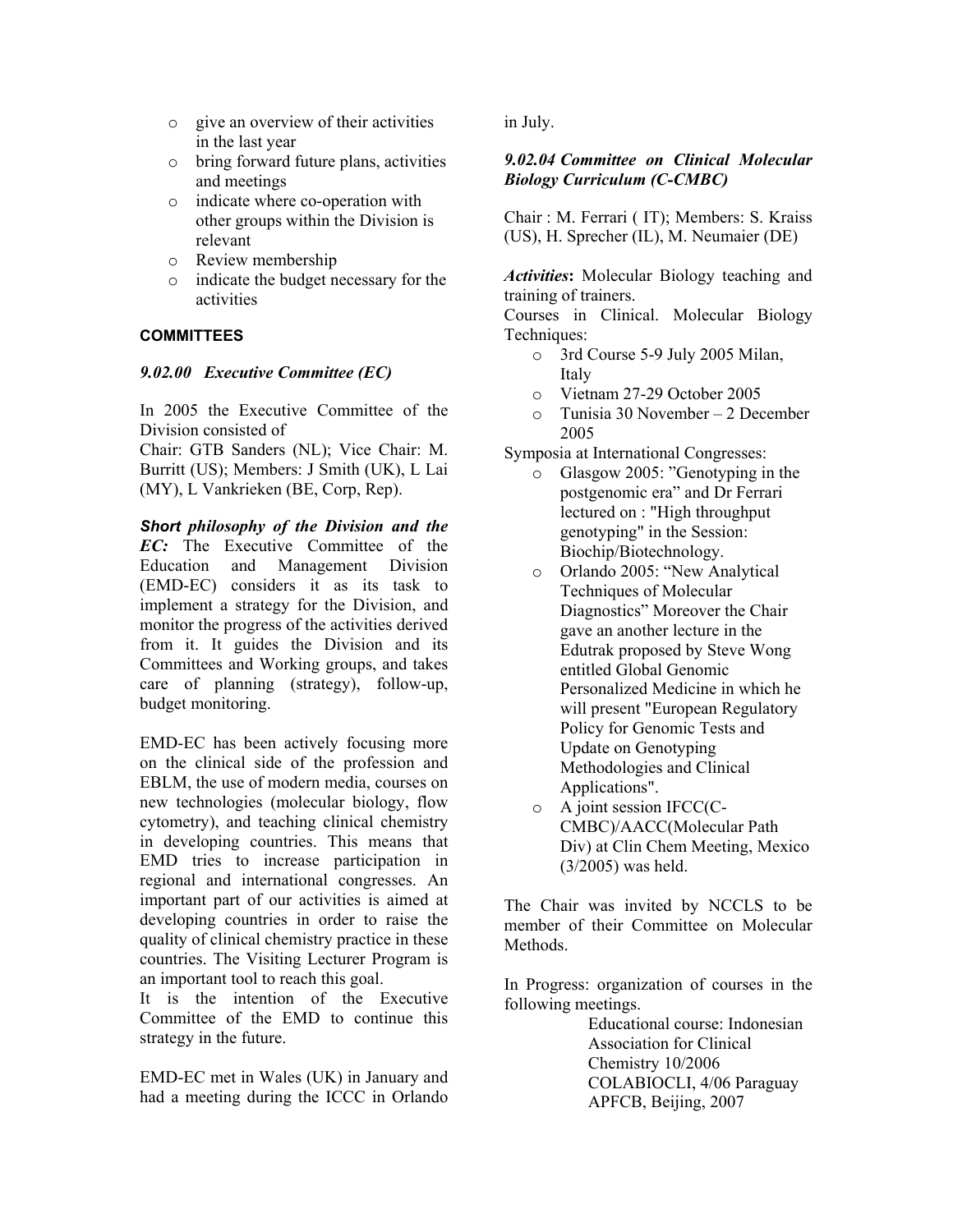- give an overview of their activities in the last year
- bring forward future plans, activities and meetings
- indicate where co-operation with other groups within the Division is relevant
- Review membership
- indicate the budget necessary for the activities

**COMMITTEES**

***9.02.00 Executive Committee (EC)***

In 2005 the Executive Committee of the Division consisted of
Chair: GTB Sanders (NL); Vice Chair: M. Burritt (US); Members: J Smith (UK), L Lai (MY), L Vankrieken (BE, Corp, Rep).

***Short philosophy of the Division and the EC:*** The Executive Committee of the Education and Management Division (EMD-EC) considers it as its task to implement a strategy for the Division, and monitor the progress of the activities derived from it. It guides the Division and its Committees and Working groups, and takes care of planning (strategy), follow-up, budget monitoring.

EMD-EC has been actively focusing more on the clinical side of the profession and EBLM, the use of modern media, courses on new technologies (molecular biology, flow cytometry), and teaching clinical chemistry in developing countries. This means that EMD tries to increase participation in regional and international congresses. An important part of our activities is aimed at developing countries in order to raise the quality of clinical chemistry practice in these countries. The Visiting Lecturer Program is an important tool to reach this goal.
It is the intention of the Executive Committee of the EMD to continue this strategy in the future.

EMD-EC met in Wales (UK) in January and had a meeting during the ICCC in Orlando in July.

***9.02.04 Committee on Clinical Molecular Biology Curriculum (C-CMBC)***

Chair : M. Ferrari ( IT); Members: S. Kraiss (US), H. Sprecher (IL), M. Neumaier (DE)

***Activities*****:** Molecular Biology teaching and training of trainers.
Courses in Clinical. Molecular Biology Techniques:

- 3rd Course 5-9 July 2005 Milan, Italy
- Vietnam 27-29 October 2005
- Tunisia 30 November – 2 December 2005

Symposia at International Congresses:

- Glasgow 2005: ”Genotyping in the postgenomic era” and Dr Ferrari lectured on : "High throughput genotyping" in the Session: Biochip/Biotechnology.
- Orlando 2005: “New Analytical Techniques of Molecular Diagnostics” Moreover the Chair gave an another lecture in the Edutrak proposed by Steve Wong entitled Global Genomic Personalized Medicine in which he will present "European Regulatory Policy for Genomic Tests and Update on Genotyping Methodologies and Clinical Applications".
- A joint session IFCC(C-CMBC)/AACC(Molecular Path Div) at Clin Chem Meeting, Mexico (3/2005) was held.

The Chair was invited by NCCLS to be member of their Committee on Molecular Methods.

In Progress: organization of courses in the following meetings.

Educational course: Indonesian Association for Clinical Chemistry 10/2006
COLABIOCLI, 4/06 Paraguay
APFCB, Beijing, 2007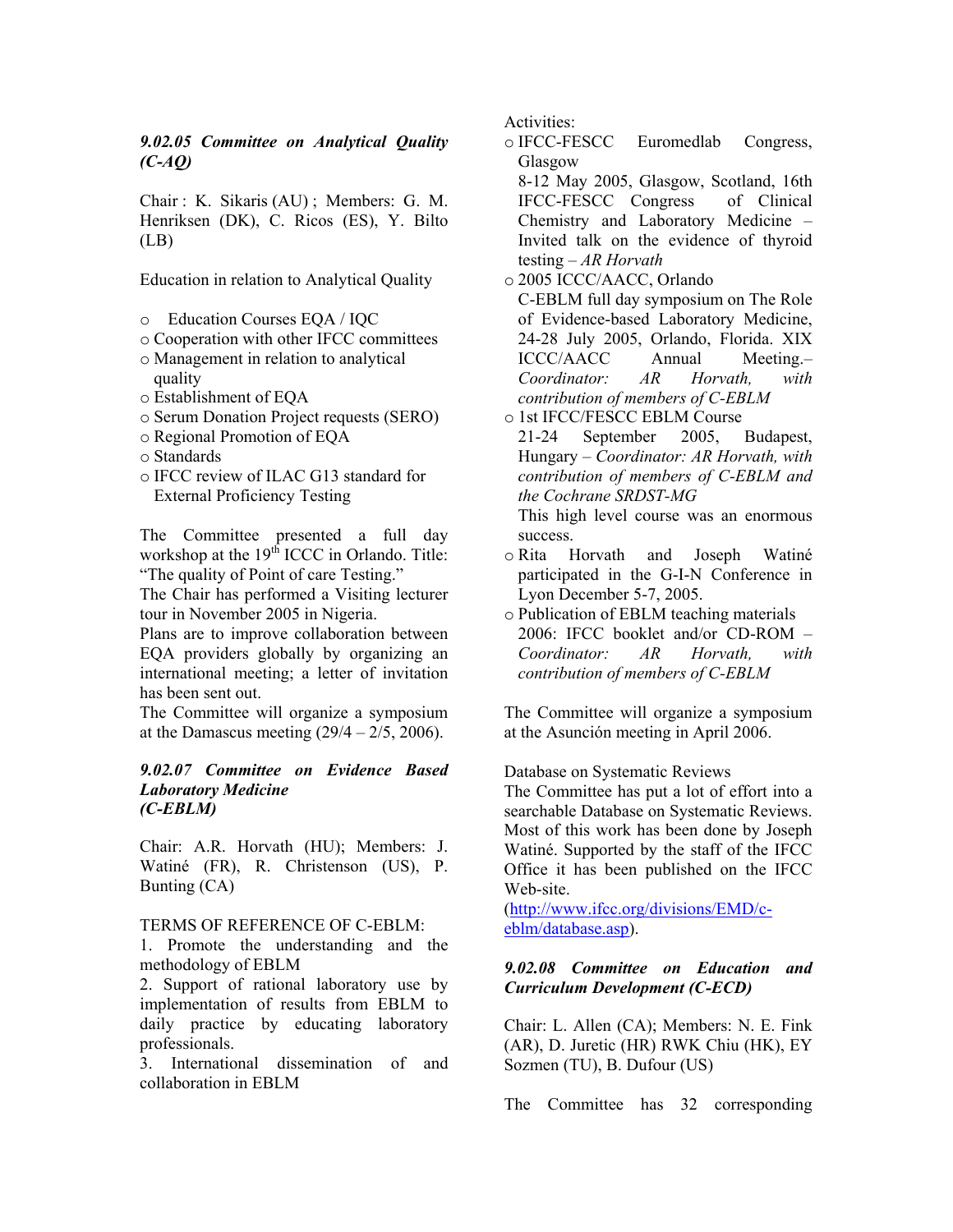### *9.02.05 Committee on Analytical Quality (C-AQ)*

Chair : K. Sikaris (AU) ; Members: G. M. Henriksen (DK), C. Ricos (ES), Y. Bilto (LB)

Education in relation to Analytical Quality

- Education Courses EQA / IQC
- Cooperation with other IFCC committees
- Management in relation to analytical quality
- Establishment of EQA
- Serum Donation Project requests (SERO)
- Regional Promotion of EQA
- Standards
- IFCC review of ILAC G13 standard for External Proficiency Testing

The Committee presented a full day workshop at the 19th ICCC in Orlando. Title: "The quality of Point of care Testing."
The Chair has performed a Visiting lecturer tour in November 2005 in Nigeria.
Plans are to improve collaboration between EQA providers globally by organizing an international meeting; a letter of invitation has been sent out.
The Committee will organize a symposium at the Damascus meeting (29/4 – 2/5, 2006).

### *9.02.07 Committee on Evidence Based Laboratory Medicine (C-EBLM)*

Chair: A.R. Horvath (HU); Members: J. Watiné (FR), R. Christenson (US), P. Bunting (CA)

TERMS OF REFERENCE OF C-EBLM:
1. Promote the understanding and the methodology of EBLM
2. Support of rational laboratory use by implementation of results from EBLM to daily practice by educating laboratory professionals.
3. International dissemination of and collaboration in EBLM

Activities:

- IFCC-FESCC Euromedlab Congress, Glasgow
  8-12 May 2005, Glasgow, Scotland, 16th IFCC-FESCC Congress of Clinical Chemistry and Laboratory Medicine – Invited talk on the evidence of thyroid testing – *AR Horvath*
- 2005 ICCC/AACC, Orlando
  C-EBLM full day symposium on The Role of Evidence-based Laboratory Medicine, 24-28 July 2005, Orlando, Florida. XIX ICCC/AACC Annual Meeting.– *Coordinator: AR Horvath, with contribution of members of C-EBLM*
- 1st IFCC/FESCC EBLM Course
  21-24 September 2005, Budapest, Hungary – *Coordinator: AR Horvath, with contribution of members of C-EBLM and the Cochrane SRDST-MG*
  This high level course was an enormous success.
- Rita Horvath and Joseph Watiné participated in the G-I-N Conference in Lyon December 5-7, 2005.
- Publication of EBLM teaching materials 2006: IFCC booklet and/or CD-ROM – *Coordinator: AR Horvath, with contribution of members of C-EBLM*

The Committee will organize a symposium at the Asunción meeting in April 2006.

Database on Systematic Reviews
The Committee has put a lot of effort into a searchable Database on Systematic Reviews. Most of this work has been done by Joseph Watiné. Supported by the staff of the IFCC Office it has been published on the IFCC Web-site.
(http://www.ifcc.org/divisions/EMD/c-eblm/database.asp).

### *9.02.08 Committee on Education and Curriculum Development (C-ECD)*

Chair: L. Allen (CA); Members: N. E. Fink (AR), D. Juretic (HR) RWK Chiu (HK), EY Sozmen (TU), B. Dufour (US)

The Committee has 32 corresponding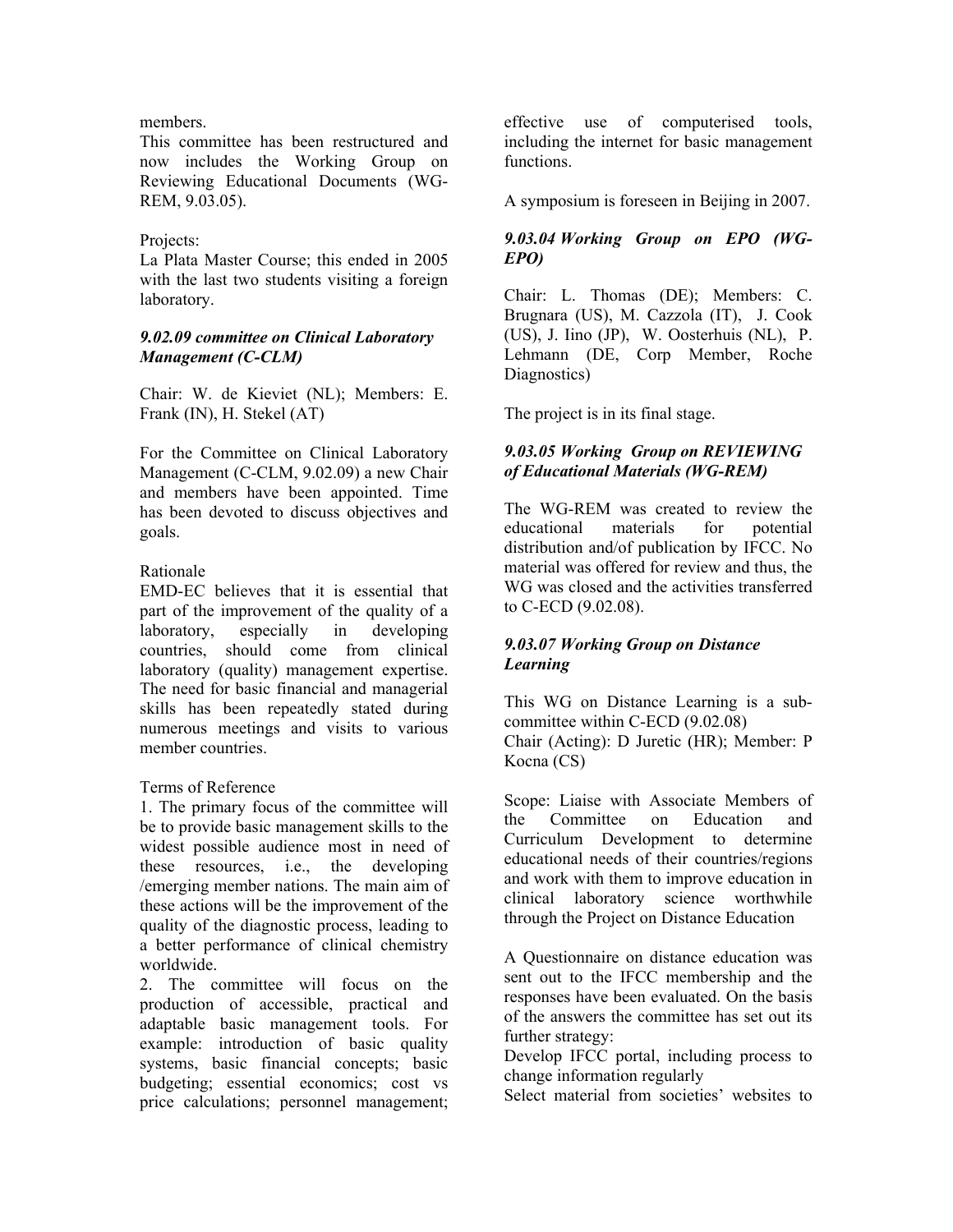members.

This committee has been restructured and now includes the Working Group on Reviewing Educational Documents (WG-REM, 9.03.05).

Projects:

La Plata Master Course; this ended in 2005 with the last two students visiting a foreign laboratory.

### *9.02.09 committee on Clinical Laboratory Management (C-CLM)*

Chair: W. de Kieviet (NL); Members: E. Frank (IN), H. Stekel (AT)

For the Committee on Clinical Laboratory Management (C-CLM, 9.02.09) a new Chair and members have been appointed. Time has been devoted to discuss objectives and goals.

Rationale

EMD-EC believes that it is essential that part of the improvement of the quality of a laboratory, especially in developing countries, should come from clinical laboratory (quality) management expertise. The need for basic financial and managerial skills has been repeatedly stated during numerous meetings and visits to various member countries.

Terms of Reference

1. The primary focus of the committee will be to provide basic management skills to the widest possible audience most in need of these resources, i.e., the developing /emerging member nations. The main aim of these actions will be the improvement of the quality of the diagnostic process, leading to a better performance of clinical chemistry worldwide.
2. The committee will focus on the production of accessible, practical and adaptable basic management tools. For example: introduction of basic quality systems, basic financial concepts; basic budgeting; essential economics; cost vs price calculations; personnel management; effective use of computerised tools, including the internet for basic management functions.

A symposium is foreseen in Beijing in 2007.

### *9.03.04 Working Group on EPO (WG-EPO)*

Chair: L. Thomas (DE); Members: C. Brugnara (US), M. Cazzola (IT), J. Cook (US), J. Iino (JP), W. Oosterhuis (NL), P. Lehmann (DE, Corp Member, Roche Diagnostics)

The project is in its final stage.

### *9.03.05 Working Group on REVIEWING of Educational Materials (WG-REM)*

The WG-REM was created to review the educational materials for potential distribution and/of publication by IFCC. No material was offered for review and thus, the WG was closed and the activities transferred to C-ECD (9.02.08).

### *9.03.07 Working Group on Distance Learning*

This WG on Distance Learning is a sub-committee within C-ECD (9.02.08)

Chair (Acting): D Juretic (HR); Member: P Kocna (CS)

Scope: Liaise with Associate Members of the Committee on Education and Curriculum Development to determine educational needs of their countries/regions and work with them to improve education in clinical laboratory science worthwhile through the Project on Distance Education

A Questionnaire on distance education was sent out to the IFCC membership and the responses have been evaluated. On the basis of the answers the committee has set out its further strategy:

Develop IFCC portal, including process to change information regularly

Select material from societies' websites to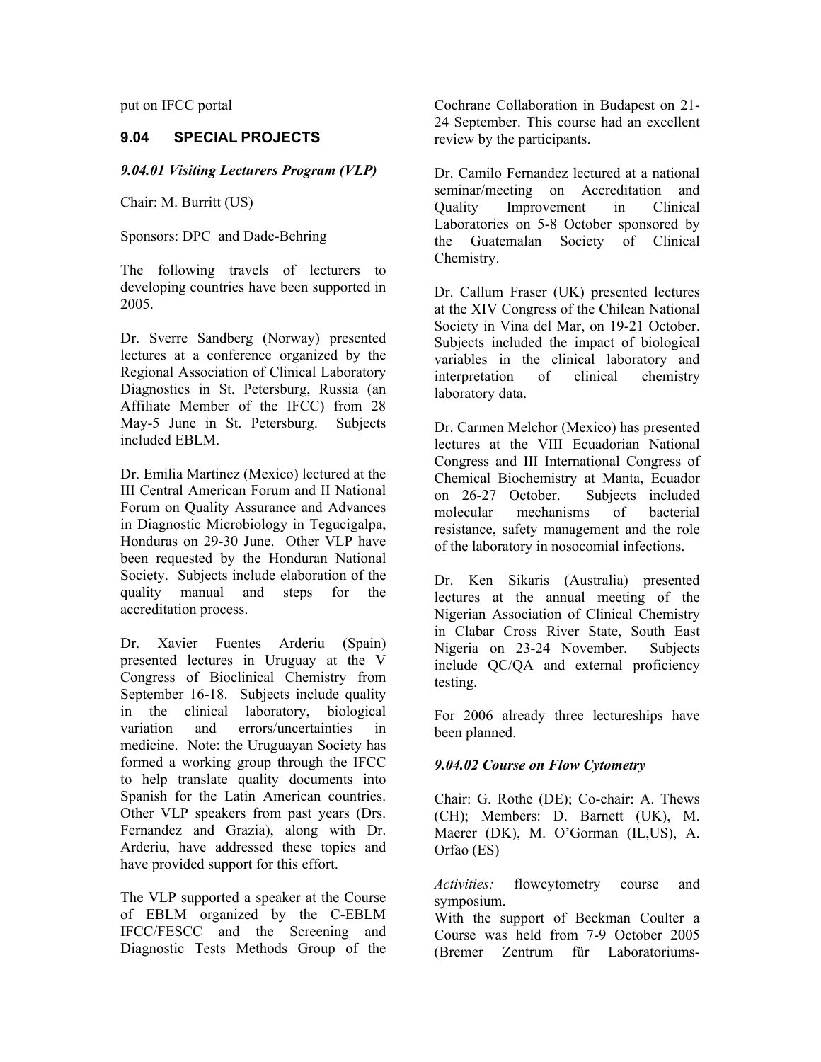put on IFCC portal

## 9.04 SPECIAL PROJECTS

### *9.04.01 Visiting Lecturers Program (VLP)*

Chair: M. Burritt (US)

Sponsors: DPC and Dade-Behring

The following travels of lecturers to developing countries have been supported in 2005.

Dr. Sverre Sandberg (Norway) presented lectures at a conference organized by the Regional Association of Clinical Laboratory Diagnostics in St. Petersburg, Russia (an Affiliate Member of the IFCC) from 28 May-5 June in St. Petersburg. Subjects included EBLM.

Dr. Emilia Martinez (Mexico) lectured at the III Central American Forum and II National Forum on Quality Assurance and Advances in Diagnostic Microbiology in Tegucigalpa, Honduras on 29-30 June. Other VLP have been requested by the Honduran National Society. Subjects include elaboration of the quality manual and steps for the accreditation process.

Dr. Xavier Fuentes Arderiu (Spain) presented lectures in Uruguay at the V Congress of Bioclinical Chemistry from September 16-18. Subjects include quality in the clinical laboratory, biological variation and errors/uncertainties in medicine. Note: the Uruguayan Society has formed a working group through the IFCC to help translate quality documents into Spanish for the Latin American countries. Other VLP speakers from past years (Drs. Fernandez and Grazia), along with Dr. Arderiu, have addressed these topics and have provided support for this effort.

The VLP supported a speaker at the Course of EBLM organized by the C-EBLM IFCC/FESCC and the Screening and Diagnostic Tests Methods Group of the Cochrane Collaboration in Budapest on 21-24 September. This course had an excellent review by the participants.

Dr. Camilo Fernandez lectured at a national seminar/meeting on Accreditation and Quality Improvement in Clinical Laboratories on 5-8 October sponsored by the Guatemalan Society of Clinical Chemistry.

Dr. Callum Fraser (UK) presented lectures at the XIV Congress of the Chilean National Society in Vina del Mar, on 19-21 October. Subjects included the impact of biological variables in the clinical laboratory and interpretation of clinical chemistry laboratory data.

Dr. Carmen Melchor (Mexico) has presented lectures at the VIII Ecuadorian National Congress and III International Congress of Chemical Biochemistry at Manta, Ecuador on 26-27 October. Subjects included molecular mechanisms of bacterial resistance, safety management and the role of the laboratory in nosocomial infections.

Dr. Ken Sikaris (Australia) presented lectures at the annual meeting of the Nigerian Association of Clinical Chemistry in Clabar Cross River State, South East Nigeria on 23-24 November. Subjects include QC/QA and external proficiency testing.

For 2006 already three lectureships have been planned.

### *9.04.02 Course on Flow Cytometry*

Chair: G. Rothe (DE); Co-chair: A. Thews (CH); Members: D. Barnett (UK), M. Maerer (DK), M. O'Gorman (IL,US), A. Orfao (ES)

*Activities:* flowcytometry course and symposium.
With the support of Beckman Coulter a Course was held from 7-9 October 2005 (Bremer Zentrum für Laboratoriums-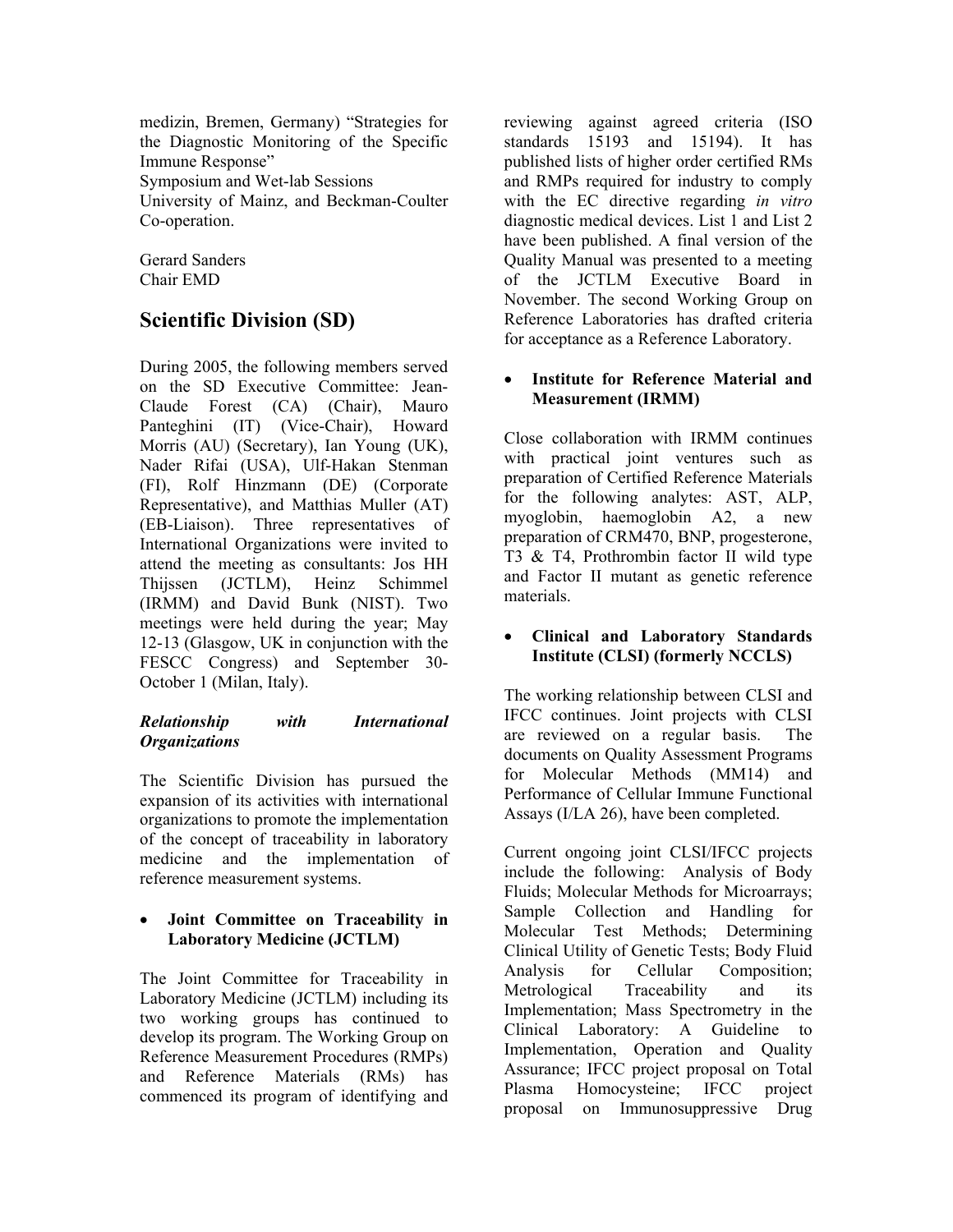medizin, Bremen, Germany) "Strategies for the Diagnostic Monitoring of the Specific Immune Response"
Symposium and Wet-lab Sessions
University of Mainz, and Beckman-Coulter Co-operation.

Gerard Sanders
Chair EMD

## Scientific Division (SD)

During 2005, the following members served on the SD Executive Committee: Jean-Claude Forest (CA) (Chair), Mauro Panteghini (IT) (Vice-Chair), Howard Morris (AU) (Secretary), Ian Young (UK), Nader Rifai (USA), Ulf-Hakan Stenman (FI), Rolf Hinzmann (DE) (Corporate Representative), and Matthias Muller (AT) (EB-Liaison). Three representatives of International Organizations were invited to attend the meeting as consultants: Jos HH Thijssen (JCTLM), Heinz Schimmel (IRMM) and David Bunk (NIST). Two meetings were held during the year; May 12-13 (Glasgow, UK in conjunction with the FESCC Congress) and September 30-October 1 (Milan, Italy).

***Relationship with International Organizations***

The Scientific Division has pursued the expansion of its activities with international organizations to promote the implementation of the concept of traceability in laboratory medicine and the implementation of reference measurement systems.

- **Joint Committee on Traceability in Laboratory Medicine (JCTLM)**

The Joint Committee for Traceability in Laboratory Medicine (JCTLM) including its two working groups has continued to develop its program. The Working Group on Reference Measurement Procedures (RMPs) and Reference Materials (RMs) has commenced its program of identifying and reviewing against agreed criteria (ISO standards 15193 and 15194). It has published lists of higher order certified RMs and RMPs required for industry to comply with the EC directive regarding *in vitro* diagnostic medical devices. List 1 and List 2 have been published. A final version of the Quality Manual was presented to a meeting of the JCTLM Executive Board in November. The second Working Group on Reference Laboratories has drafted criteria for acceptance as a Reference Laboratory.

- **Institute for Reference Material and Measurement (IRMM)**

Close collaboration with IRMM continues with practical joint ventures such as preparation of Certified Reference Materials for the following analytes: AST, ALP, myoglobin, haemoglobin A2, a new preparation of CRM470, BNP, progesterone, T3 & T4, Prothrombin factor II wild type and Factor II mutant as genetic reference materials.

- **Clinical and Laboratory Standards Institute (CLSI) (formerly NCCLS)**

The working relationship between CLSI and IFCC continues. Joint projects with CLSI are reviewed on a regular basis. The documents on Quality Assessment Programs for Molecular Methods (MM14) and Performance of Cellular Immune Functional Assays (I/LA 26), have been completed.

Current ongoing joint CLSI/IFCC projects include the following: Analysis of Body Fluids; Molecular Methods for Microarrays; Sample Collection and Handling for Molecular Test Methods; Determining Clinical Utility of Genetic Tests; Body Fluid Analysis for Cellular Composition; Metrological Traceability and its Implementation; Mass Spectrometry in the Clinical Laboratory: A Guideline to Implementation, Operation and Quality Assurance; IFCC project proposal on Total Plasma Homocysteine; IFCC project proposal on Immunosuppressive Drug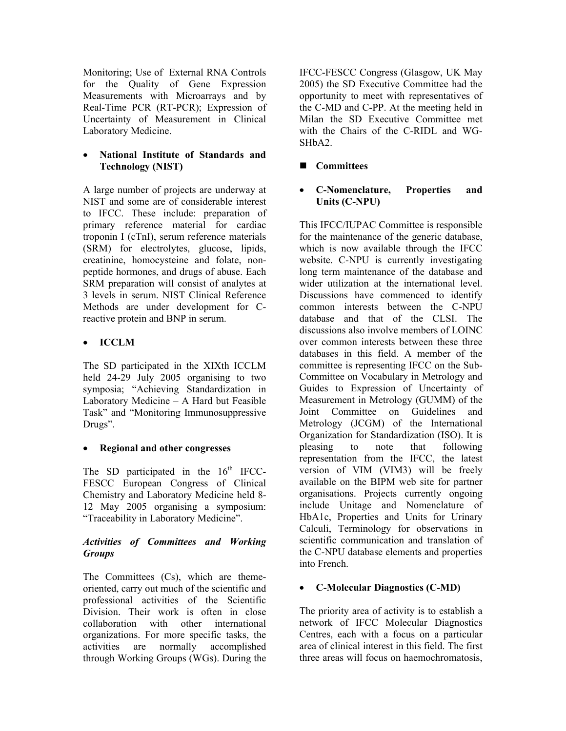Monitoring; Use of External RNA Controls for the Quality of Gene Expression Measurements with Microarrays and by Real-Time PCR (RT-PCR); Expression of Uncertainty of Measurement in Clinical Laboratory Medicine.

- **National Institute of Standards and Technology (NIST)**

A large number of projects are underway at NIST and some are of considerable interest to IFCC. These include: preparation of primary reference material for cardiac troponin I (cTnI), serum reference materials (SRM) for electrolytes, glucose, lipids, creatinine, homocysteine and folate, non-peptide hormones, and drugs of abuse. Each SRM preparation will consist of analytes at 3 levels in serum. NIST Clinical Reference Methods are under development for C-reactive protein and BNP in serum.

- **ICCLM**

The SD participated in the XIXth ICCLM held 24-29 July 2005 organising to two symposia; "Achieving Standardization in Laboratory Medicine – A Hard but Feasible Task" and "Monitoring Immunosuppressive Drugs".

- **Regional and other congresses**

The SD participated in the 16th IFCC-FESCC European Congress of Clinical Chemistry and Laboratory Medicine held 8-12 May 2005 organising a symposium: "Traceability in Laboratory Medicine".

***Activities of Committees and Working Groups***

The Committees (Cs), which are theme-oriented, carry out much of the scientific and professional activities of the Scientific Division. Their work is often in close collaboration with other international organizations. For more specific tasks, the activities are normally accomplished through Working Groups (WGs). During the IFCC-FESCC Congress (Glasgow, UK May 2005) the SD Executive Committee had the opportunity to meet with representatives of the C-MD and C-PP. At the meeting held in Milan the SD Executive Committee met with the Chairs of the C-RIDL and WG-SHbA2.

- **Committees**

- **C-Nomenclature, Properties and Units (C-NPU)**

This IFCC/IUPAC Committee is responsible for the maintenance of the generic database, which is now available through the IFCC website. C-NPU is currently investigating long term maintenance of the database and wider utilization at the international level. Discussions have commenced to identify common interests between the C-NPU database and that of the CLSI. The discussions also involve members of LOINC over common interests between these three databases in this field. A member of the committee is representing IFCC on the Sub-Committee on Vocabulary in Metrology and Guides to Expression of Uncertainty of Measurement in Metrology (GUMM) of the Joint Committee on Guidelines and Metrology (JCGM) of the International Organization for Standardization (ISO). It is pleasing to note that following representation from the IFCC, the latest version of VIM (VIM3) will be freely available on the BIPM web site for partner organisations. Projects currently ongoing include Unitage and Nomenclature of HbA1c, Properties and Units for Urinary Calculi, Terminology for observations in scientific communication and translation of the C-NPU database elements and properties into French.

- **C-Molecular Diagnostics (C-MD)**

The priority area of activity is to establish a network of IFCC Molecular Diagnostics Centres, each with a focus on a particular area of clinical interest in this field. The first three areas will focus on haemochromatosis,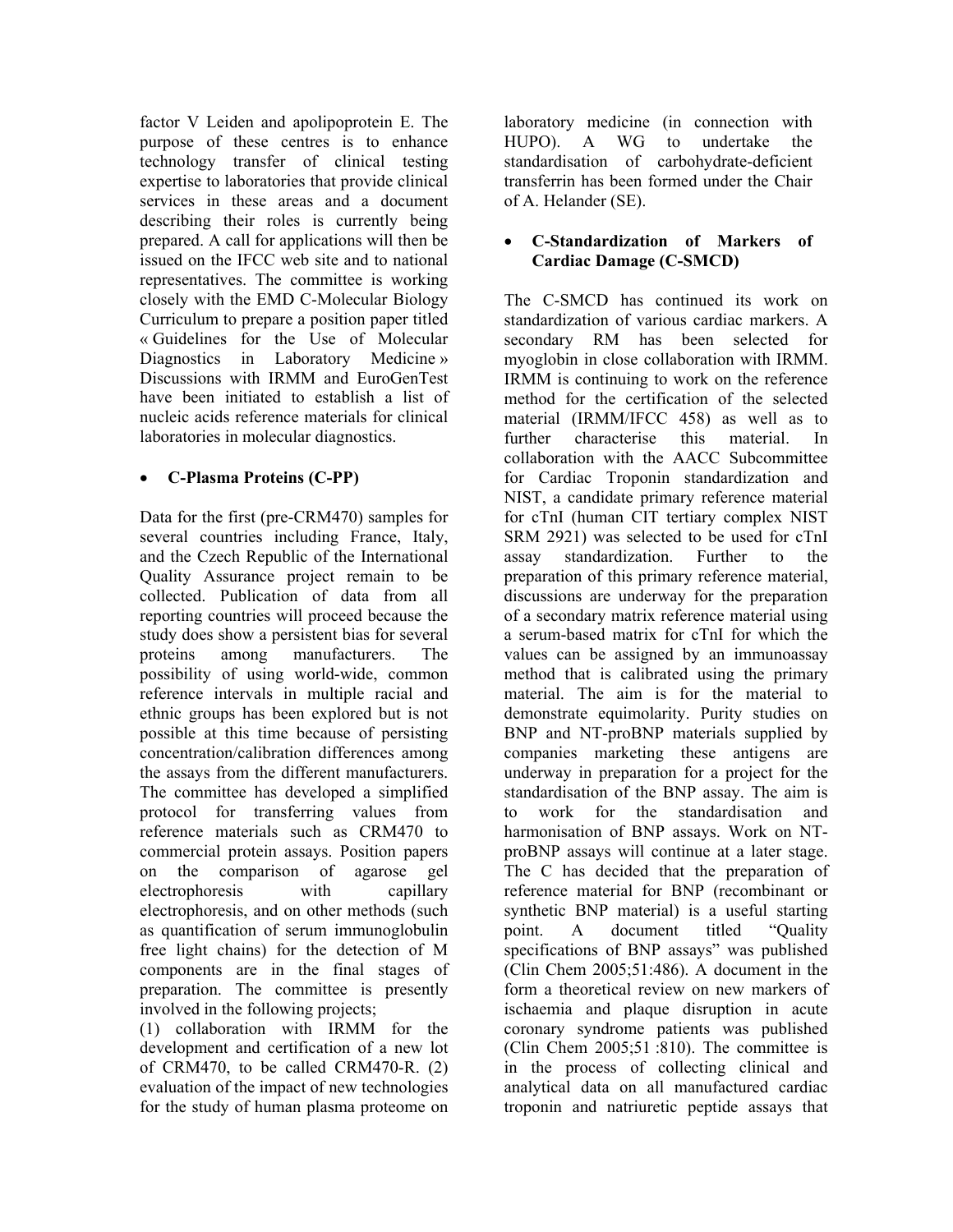factor V Leiden and apolipoprotein E. The purpose of these centres is to enhance technology transfer of clinical testing expertise to laboratories that provide clinical services in these areas and a document describing their roles is currently being prepared. A call for applications will then be issued on the IFCC web site and to national representatives. The committee is working closely with the EMD C-Molecular Biology Curriculum to prepare a position paper titled « Guidelines for the Use of Molecular Diagnostics in Laboratory Medicine » Discussions with IRMM and EuroGenTest have been initiated to establish a list of nucleic acids reference materials for clinical laboratories in molecular diagnostics.

- **C-Plasma Proteins (C-PP)**

Data for the first (pre-CRM470) samples for several countries including France, Italy, and the Czech Republic of the International Quality Assurance project remain to be collected. Publication of data from all reporting countries will proceed because the study does show a persistent bias for several proteins among manufacturers. The possibility of using world-wide, common reference intervals in multiple racial and ethnic groups has been explored but is not possible at this time because of persisting concentration/calibration differences among the assays from the different manufacturers. The committee has developed a simplified protocol for transferring values from reference materials such as CRM470 to commercial protein assays. Position papers on the comparison of agarose gel electrophoresis with capillary electrophoresis, and on other methods (such as quantification of serum immunoglobulin free light chains) for the detection of M components are in the final stages of preparation. The committee is presently involved in the following projects;
(1) collaboration with IRMM for the development and certification of a new lot of CRM470, to be called CRM470-R. (2) evaluation of the impact of new technologies for the study of human plasma proteome on laboratory medicine (in connection with HUPO). A WG to undertake the standardisation of carbohydrate-deficient transferrin has been formed under the Chair of A. Helander (SE).

- **C-Standardization of Markers of Cardiac Damage (C-SMCD)**

The C-SMCD has continued its work on standardization of various cardiac markers. A secondary RM has been selected for myoglobin in close collaboration with IRMM. IRMM is continuing to work on the reference method for the certification of the selected material (IRMM/IFCC 458) as well as to further characterise this material. In collaboration with the AACC Subcommittee for Cardiac Troponin standardization and NIST, a candidate primary reference material for cTnI (human CIT tertiary complex NIST SRM 2921) was selected to be used for cTnI assay standardization. Further to the preparation of this primary reference material, discussions are underway for the preparation of a secondary matrix reference material using a serum-based matrix for cTnI for which the values can be assigned by an immunoassay method that is calibrated using the primary material. The aim is for the material to demonstrate equimolarity. Purity studies on BNP and NT-proBNP materials supplied by companies marketing these antigens are underway in preparation for a project for the standardisation of the BNP assay. The aim is to work for the standardisation and harmonisation of BNP assays. Work on NT-proBNP assays will continue at a later stage. The C has decided that the preparation of reference material for BNP (recombinant or synthetic BNP material) is a useful starting point. A document titled "Quality specifications of BNP assays" was published (Clin Chem 2005;51:486). A document in the form a theoretical review on new markers of ischaemia and plaque disruption in acute coronary syndrome patients was published (Clin Chem 2005;51 :810). The committee is in the process of collecting clinical and analytical data on all manufactured cardiac troponin and natriuretic peptide assays that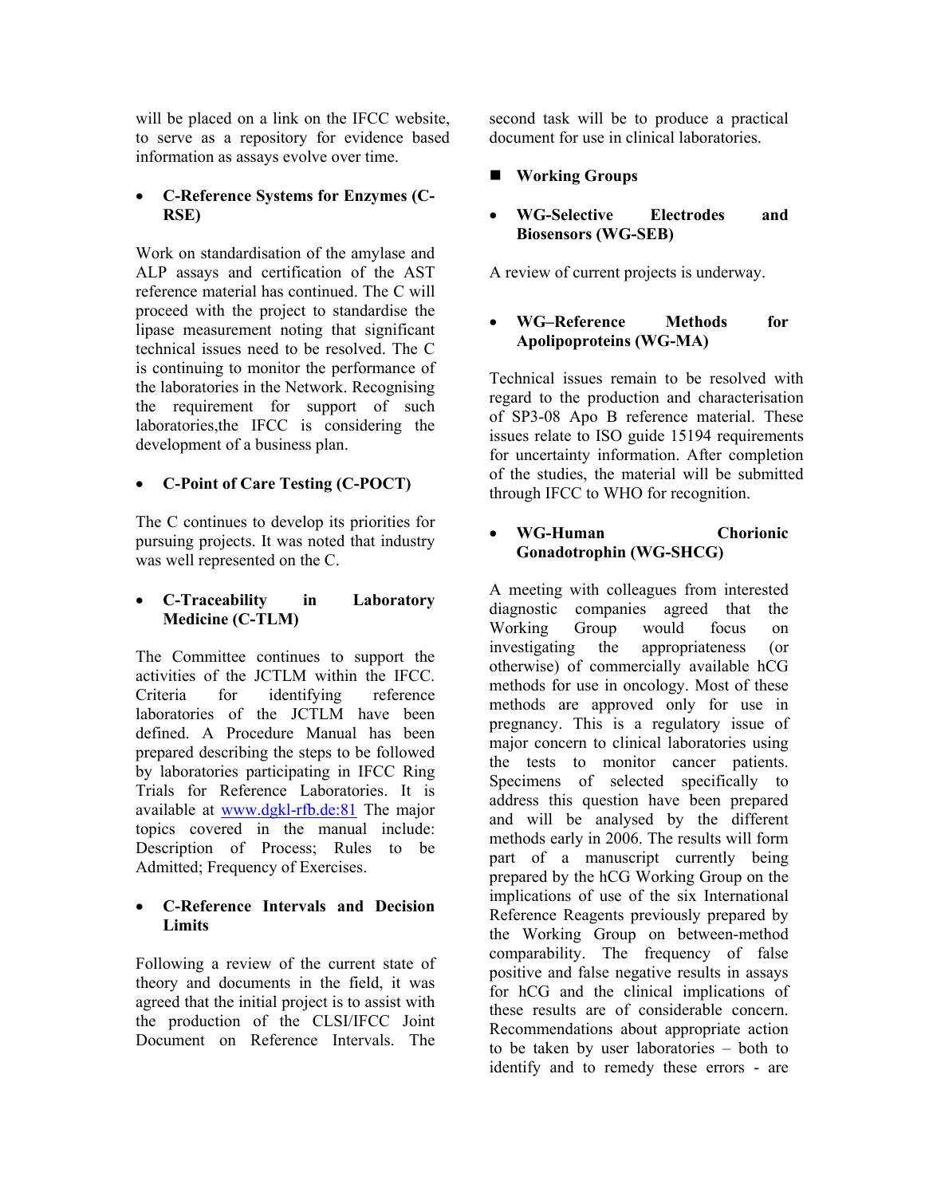will be placed on a link on the IFCC website, to serve as a repository for evidence based information as assays evolve over time.

- **C-Reference Systems for Enzymes (C-RSE)**

Work on standardisation of the amylase and ALP assays and certification of the AST reference material has continued. The C will proceed with the project to standardise the lipase measurement noting that significant technical issues need to be resolved. The C is continuing to monitor the performance of the laboratories in the Network. Recognising the requirement for support of such laboratories,the IFCC is considering the development of a business plan.

- **C-Point of Care Testing (C-POCT)**

The C continues to develop its priorities for pursuing projects. It was noted that industry was well represented on the C.

- **C-Traceability in Laboratory Medicine (C-TLM)**

The Committee continues to support the activities of the JCTLM within the IFCC. Criteria for identifying reference laboratories of the JCTLM have been defined. A Procedure Manual has been prepared describing the steps to be followed by laboratories participating in IFCC Ring Trials for Reference Laboratories. It is available at www.dgkl-rfb.de:81 The major topics covered in the manual include: Description of Process; Rules to be Admitted; Frequency of Exercises.

- **C-Reference Intervals and Decision Limits**

Following a review of the current state of theory and documents in the field, it was agreed that the initial project is to assist with the production of the CLSI/IFCC Joint Document on Reference Intervals. The second task will be to produce a practical document for use in clinical laboratories.

## Working Groups

- **WG-Selective Electrodes and Biosensors (WG-SEB)**

A review of current projects is underway.

- **WG–Reference Methods for Apolipoproteins (WG-MA)**

Technical issues remain to be resolved with regard to the production and characterisation of SP3-08 Apo B reference material. These issues relate to ISO guide 15194 requirements for uncertainty information. After completion of the studies, the material will be submitted through IFCC to WHO for recognition.

- **WG-Human Chorionic Gonadotrophin (WG-SHCG)**

A meeting with colleagues from interested diagnostic companies agreed that the Working Group would focus on investigating the appropriateness (or otherwise) of commercially available hCG methods for use in oncology. Most of these methods are approved only for use in pregnancy. This is a regulatory issue of major concern to clinical laboratories using the tests to monitor cancer patients. Specimens of selected specifically to address this question have been prepared and will be analysed by the different methods early in 2006. The results will form part of a manuscript currently being prepared by the hCG Working Group on the implications of use of the six International Reference Reagents previously prepared by the Working Group on between-method comparability. The frequency of false positive and false negative results in assays for hCG and the clinical implications of these results are of considerable concern. Recommendations about appropriate action to be taken by user laboratories – both to identify and to remedy these errors - are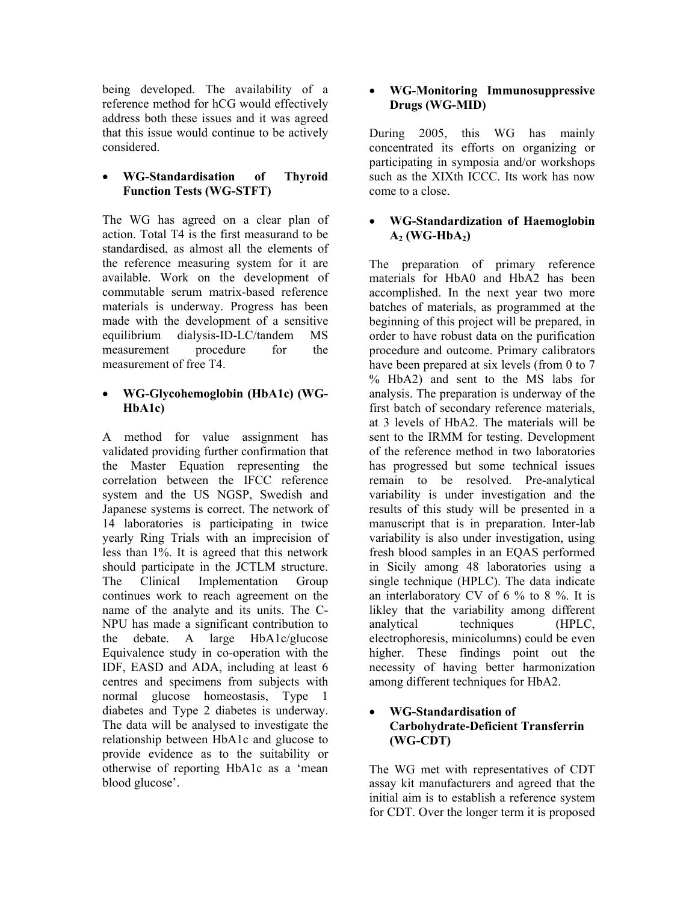being developed. The availability of a reference method for hCG would effectively address both these issues and it was agreed that this issue would continue to be actively considered.

- **WG-Standardisation of Thyroid Function Tests (WG-STFT)**

The WG has agreed on a clear plan of action. Total T4 is the first measurand to be standardised, as almost all the elements of the reference measuring system for it are available. Work on the development of commutable serum matrix-based reference materials is underway. Progress has been made with the development of a sensitive equilibrium dialysis-ID-LC/tandem MS measurement procedure for the measurement of free T4.

- **WG-Glycohemoglobin (HbA1c) (WG-HbA1c)**

A method for value assignment has validated providing further confirmation that the Master Equation representing the correlation between the IFCC reference system and the US NGSP, Swedish and Japanese systems is correct. The network of 14 laboratories is participating in twice yearly Ring Trials with an imprecision of less than 1%. It is agreed that this network should participate in the JCTLM structure. The Clinical Implementation Group continues work to reach agreement on the name of the analyte and its units. The C-NPU has made a significant contribution to the debate. A large HbA1c/glucose Equivalence study in co-operation with the IDF, EASD and ADA, including at least 6 centres and specimens from subjects with normal glucose homeostasis, Type 1 diabetes and Type 2 diabetes is underway. The data will be analysed to investigate the relationship between HbA1c and glucose to provide evidence as to the suitability or otherwise of reporting HbA1c as a 'mean blood glucose'.

- **WG-Monitoring Immunosuppressive Drugs (WG-MID)**

During 2005, this WG has mainly concentrated its efforts on organizing or participating in symposia and/or workshops such as the XIXth ICCC. Its work has now come to a close.

- **WG-Standardization of Haemoglobin $A_2$ (WG-$HbA_2$)**

The preparation of primary reference materials for HbA0 and HbA2 has been accomplished. In the next year two more batches of materials, as programmed at the beginning of this project will be prepared, in order to have robust data on the purification procedure and outcome. Primary calibrators have been prepared at six levels (from 0 to 7 % HbA2) and sent to the MS labs for analysis. The preparation is underway of the first batch of secondary reference materials, at 3 levels of HbA2. The materials will be sent to the IRMM for testing. Development of the reference method in two laboratories has progressed but some technical issues remain to be resolved. Pre-analytical variability is under investigation and the results of this study will be presented in a manuscript that is in preparation. Inter-lab variability is also under investigation, using fresh blood samples in an EQAS performed in Sicily among 48 laboratories using a single technique (HPLC). The data indicate an interlaboratory CV of 6 % to 8 %. It is likley that the variability among different analytical techniques (HPLC, electrophoresis, minicolumns) could be even higher. These findings point out the necessity of having better harmonization among different techniques for HbA2.

- **WG-Standardisation of Carbohydrate-Deficient Transferrin (WG-CDT)**

The WG met with representatives of CDT assay kit manufacturers and agreed that the initial aim is to establish a reference system for CDT. Over the longer term it is proposed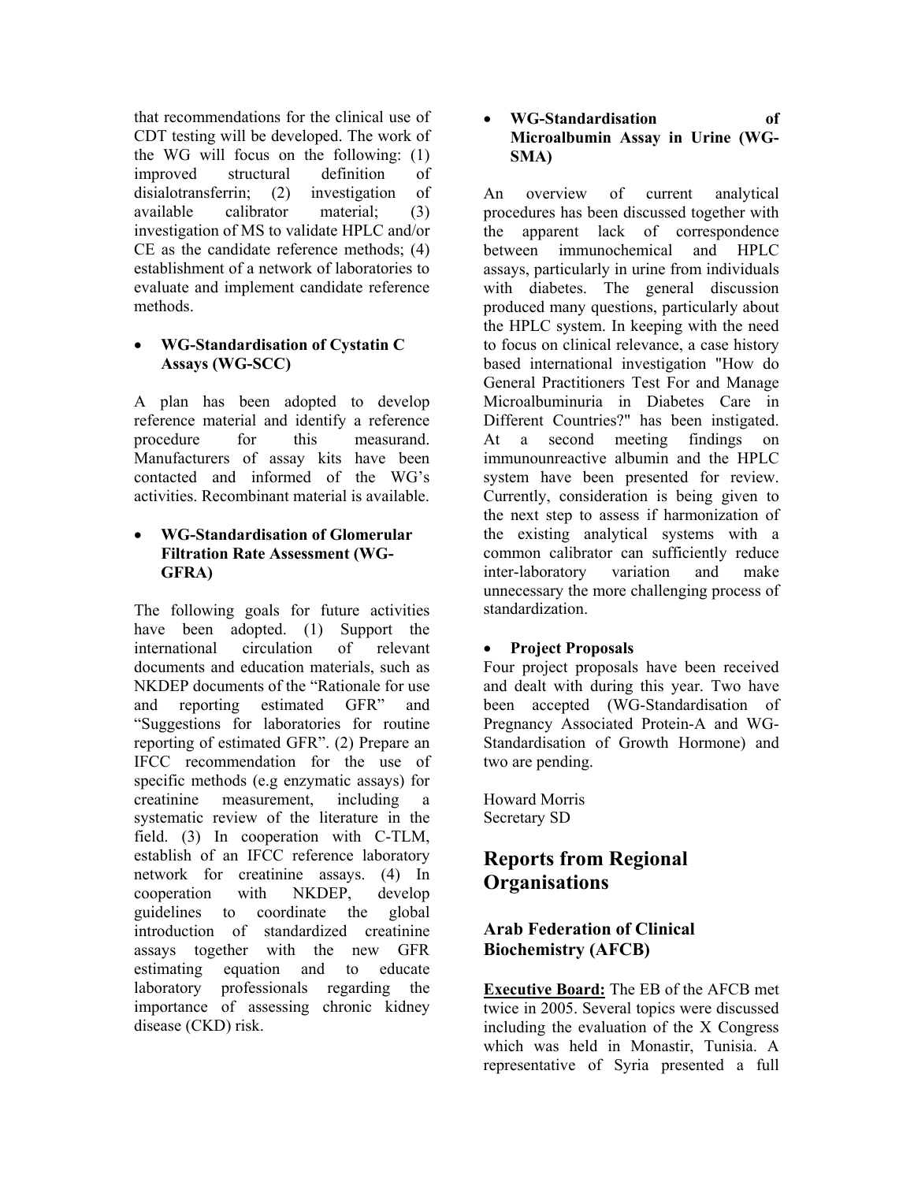that recommendations for the clinical use of CDT testing will be developed. The work of the WG will focus on the following: (1) improved structural definition of disialotransferrin; (2) investigation of available calibrator material; (3) investigation of MS to validate HPLC and/or CE as the candidate reference methods; (4) establishment of a network of laboratories to evaluate and implement candidate reference methods.

- **WG-Standardisation of Cystatin C Assays (WG-SCC)**

A plan has been adopted to develop reference material and identify a reference procedure for this measurand. Manufacturers of assay kits have been contacted and informed of the WG's activities. Recombinant material is available.

- **WG-Standardisation of Glomerular Filtration Rate Assessment (WG-GFRA)**

The following goals for future activities have been adopted. (1) Support the international circulation of relevant documents and education materials, such as NKDEP documents of the "Rationale for use and reporting estimated GFR" and "Suggestions for laboratories for routine reporting of estimated GFR". (2) Prepare an IFCC recommendation for the use of specific methods (e.g enzymatic assays) for creatinine measurement, including a systematic review of the literature in the field. (3) In cooperation with C-TLM, establish of an IFCC reference laboratory network for creatinine assays. (4) In cooperation with NKDEP, develop guidelines to coordinate the global introduction of standardized creatinine assays together with the new GFR estimating equation and to educate laboratory professionals regarding the importance of assessing chronic kidney disease (CKD) risk.

- **WG-Standardisation of Microalbumin Assay in Urine (WG-SMA)**

An overview of current analytical procedures has been discussed together with the apparent lack of correspondence between immunochemical and HPLC assays, particularly in urine from individuals with diabetes. The general discussion produced many questions, particularly about the HPLC system. In keeping with the need to focus on clinical relevance, a case history based international investigation "How do General Practitioners Test For and Manage Microalbuminuria in Diabetes Care in Different Countries?" has been instigated. At a second meeting findings on immunounreactive albumin and the HPLC system have been presented for review. Currently, consideration is being given to the next step to assess if harmonization of the existing analytical systems with a common calibrator can sufficiently reduce inter-laboratory variation and make unnecessary the more challenging process of standardization.

- **Project Proposals**

Four project proposals have been received and dealt with during this year. Two have been accepted (WG-Standardisation of Pregnancy Associated Protein-A and WG-Standardisation of Growth Hormone) and two are pending.

Howard Morris
Secretary SD

# Reports from Regional Organisations

## Arab Federation of Clinical Biochemistry (AFCB)

**Executive Board:** The EB of the AFCB met twice in 2005. Several topics were discussed including the evaluation of the X Congress which was held in Monastir, Tunisia. A representative of Syria presented a full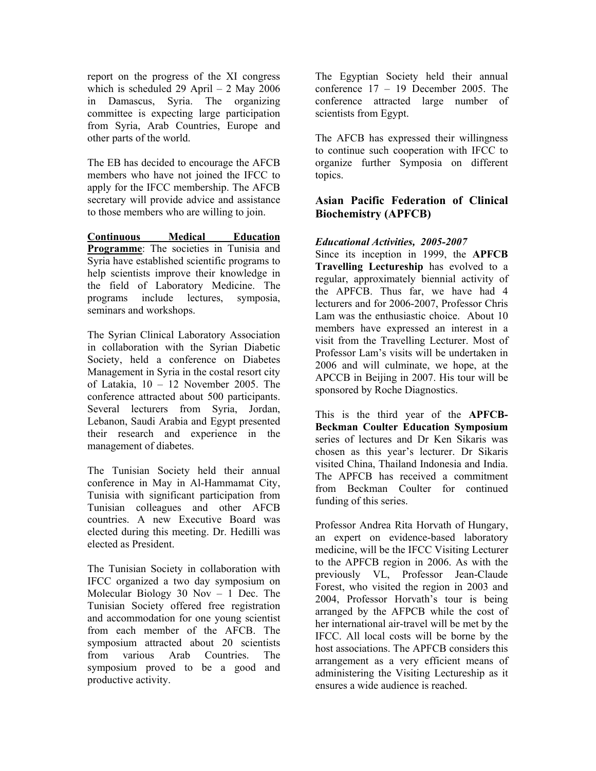report on the progress of the XI congress which is scheduled 29 April – 2 May 2006 in Damascus, Syria. The organizing committee is expecting large participation from Syria, Arab Countries, Europe and other parts of the world.

The EB has decided to encourage the AFCB members who have not joined the IFCC to apply for the IFCC membership. The AFCB secretary will provide advice and assistance to those members who are willing to join.

**Continuous Medical Education Programme**: The societies in Tunisia and Syria have established scientific programs to help scientists improve their knowledge in the field of Laboratory Medicine. The programs include lectures, symposia, seminars and workshops.

The Syrian Clinical Laboratory Association in collaboration with the Syrian Diabetic Society, held a conference on Diabetes Management in Syria in the costal resort city of Latakia, 10 – 12 November 2005. The conference attracted about 500 participants. Several lecturers from Syria, Jordan, Lebanon, Saudi Arabia and Egypt presented their research and experience in the management of diabetes.

The Tunisian Society held their annual conference in May in Al-Hammamat City, Tunisia with significant participation from Tunisian colleagues and other AFCB countries. A new Executive Board was elected during this meeting. Dr. Hedilli was elected as President.

The Tunisian Society in collaboration with IFCC organized a two day symposium on Molecular Biology 30 Nov – 1 Dec. The Tunisian Society offered free registration and accommodation for one young scientist from each member of the AFCB. The symposium attracted about 20 scientists from various Arab Countries. The symposium proved to be a good and productive activity.

The Egyptian Society held their annual conference 17 – 19 December 2005. The conference attracted large number of scientists from Egypt.

The AFCB has expressed their willingness to continue such cooperation with IFCC to organize further Symposia on different topics.

## Asian Pacific Federation of Clinical Biochemistry (APFCB)

***Educational Activities, 2005-2007***

Since its inception in 1999, the **APFCB Travelling Lectureship** has evolved to a regular, approximately biennial activity of the APFCB. Thus far, we have had 4 lecturers and for 2006-2007, Professor Chris Lam was the enthusiastic choice. About 10 members have expressed an interest in a visit from the Travelling Lecturer. Most of Professor Lam's visits will be undertaken in 2006 and will culminate, we hope, at the APCCB in Beijing in 2007. His tour will be sponsored by Roche Diagnostics.

This is the third year of the **APFCB-Beckman Coulter Education Symposium** series of lectures and Dr Ken Sikaris was chosen as this year's lecturer. Dr Sikaris visited China, Thailand Indonesia and India. The APFCB has received a commitment from Beckman Coulter for continued funding of this series.

Professor Andrea Rita Horvath of Hungary, an expert on evidence-based laboratory medicine, will be the IFCC Visiting Lecturer to the APFCB region in 2006. As with the previously VL, Professor Jean-Claude Forest, who visited the region in 2003 and 2004, Professor Horvath's tour is being arranged by the AFPCB while the cost of her international air-travel will be met by the IFCC. All local costs will be borne by the host associations. The APFCB considers this arrangement as a very efficient means of administering the Visiting Lectureship as it ensures a wide audience is reached.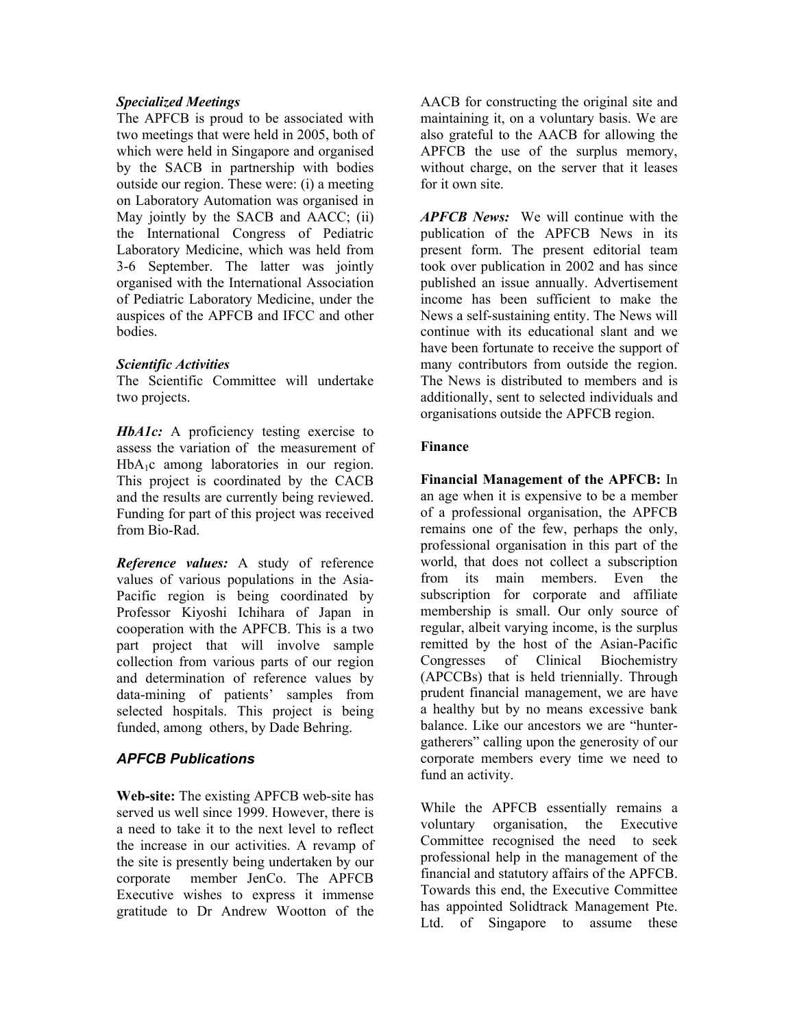### *Specialized Meetings*

The APFCB is proud to be associated with two meetings that were held in 2005, both of which were held in Singapore and organised by the SACB in partnership with bodies outside our region. These were: (i) a meeting on Laboratory Automation was organised in May jointly by the SACB and AACC; (ii) the International Congress of Pediatric Laboratory Medicine, which was held from 3-6 September. The latter was jointly organised with the International Association of Pediatric Laboratory Medicine, under the auspices of the APFCB and IFCC and other bodies.

### *Scientific Activities*

The Scientific Committee will undertake two projects.

***HbA1c:*** A proficiency testing exercise to assess the variation of the measurement of $HbA_1c$ among laboratories in our region. This project is coordinated by the CACB and the results are currently being reviewed. Funding for part of this project was received from Bio-Rad.

***Reference values:*** A study of reference values of various populations in the Asia-Pacific region is being coordinated by Professor Kiyoshi Ichihara of Japan in cooperation with the APFCB. This is a two part project that will involve sample collection from various parts of our region and determination of reference values by data-mining of patients' samples from selected hospitals. This project is being funded, among others, by Dade Behring.

## *APFCB Publications*

**Web-site:** The existing APFCB web-site has served us well since 1999. However, there is a need to take it to the next level to reflect the increase in our activities. A revamp of the site is presently being undertaken by our corporate member JenCo. The APFCB Executive wishes to express it immense gratitude to Dr Andrew Wootton of the AACB for constructing the original site and maintaining it, on a voluntary basis. We are also grateful to the AACB for allowing the APFCB the use of the surplus memory, without charge, on the server that it leases for it own site.

***APFCB News:*** We will continue with the publication of the APFCB News in its present form. The present editorial team took over publication in 2002 and has since published an issue annually. Advertisement income has been sufficient to make the News a self-sustaining entity. The News will continue with its educational slant and we have been fortunate to receive the support of many contributors from outside the region. The News is distributed to members and is additionally, sent to selected individuals and organisations outside the APFCB region.

## Finance

**Financial Management of the APFCB:** In an age when it is expensive to be a member of a professional organisation, the APFCB remains one of the few, perhaps the only, professional organisation in this part of the world, that does not collect a subscription from its main members. Even the subscription for corporate and affiliate membership is small. Our only source of regular, albeit varying income, is the surplus remitted by the host of the Asian-Pacific Congresses of Clinical Biochemistry (APCCBs) that is held triennially. Through prudent financial management, we are have a healthy but by no means excessive bank balance. Like our ancestors we are "hunter-gatherers" calling upon the generosity of our corporate members every time we need to fund an activity.

While the APFCB essentially remains a voluntary organisation, the Executive Committee recognised the need to seek professional help in the management of the financial and statutory affairs of the APFCB. Towards this end, the Executive Committee has appointed Solidtrack Management Pte. Ltd. of Singapore to assume these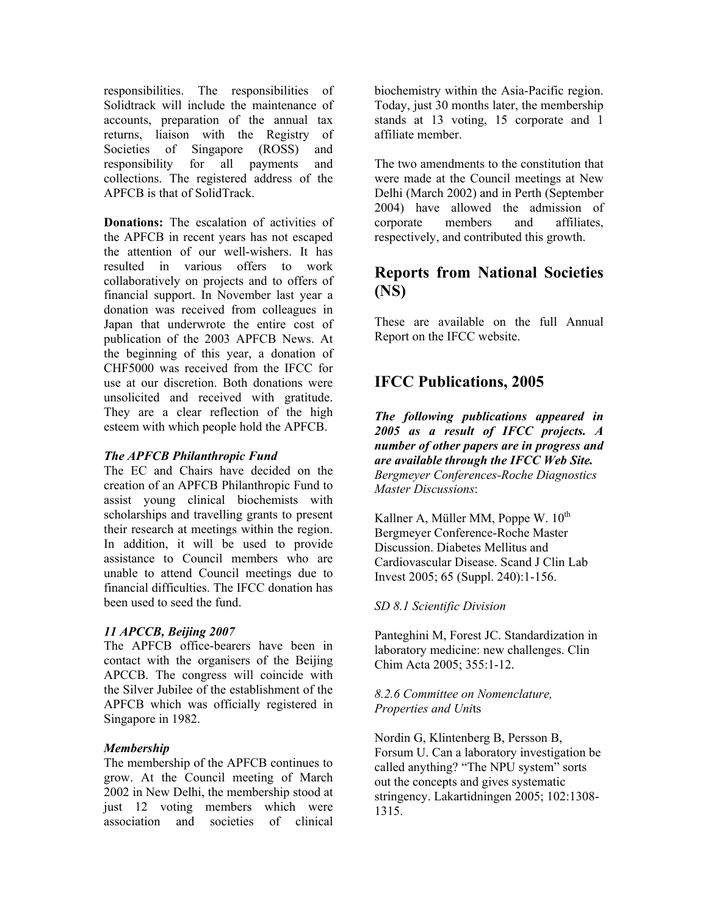responsibilities. The responsibilities of Solidtrack will include the maintenance of accounts, preparation of the annual tax returns, liaison with the Registry of Societies of Singapore (ROSS) and responsibility for all payments and collections. The registered address of the APFCB is that of SolidTrack.

**Donations:** The escalation of activities of the APFCB in recent years has not escaped the attention of our well-wishers. It has resulted in various offers to work collaboratively on projects and to offers of financial support. In November last year a donation was received from colleagues in Japan that underwrote the entire cost of publication of the 2003 APFCB News. At the beginning of this year, a donation of CHF5000 was received from the IFCC for use at our discretion. Both donations were unsolicited and received with gratitude. They are a clear reflection of the high esteem with which people hold the APFCB.

***The APFCB Philanthropic Fund***

The EC and Chairs have decided on the creation of an APFCB Philanthropic Fund to assist young clinical biochemists with scholarships and travelling grants to present their research at meetings within the region. In addition, it will be used to provide assistance to Council members who are unable to attend Council meetings due to financial difficulties. The IFCC donation has been used to seed the fund.

***11 APCCB, Beijing 2007***

The APFCB office-bearers have been in contact with the organisers of the Beijing APCCB. The congress will coincide with the Silver Jubilee of the establishment of the APFCB which was officially registered in Singapore in 1982.

***Membership***

The membership of the APFCB continues to grow. At the Council meeting of March 2002 in New Delhi, the membership stood at just 12 voting members which were association and societies of clinical biochemistry within the Asia-Pacific region. Today, just 30 months later, the membership stands at 13 voting, 15 corporate and 1 affiliate member.

The two amendments to the constitution that were made at the Council meetings at New Delhi (March 2002) and in Perth (September 2004) have allowed the admission of corporate members and affiliates, respectively, and contributed this growth.

## Reports from National Societies (NS)

These are available on the full Annual Report on the IFCC website.

## IFCC Publications, 2005

***The following publications appeared in 2005 as a result of IFCC projects. A number of other papers are in progress and are available through the IFCC Web Site.***

*Bergmeyer Conferences-Roche Diagnostics Master Discussions*:

Kallner A, Müller MM, Poppe W. 10th Bergmeyer Conference-Roche Master Discussion. Diabetes Mellitus and Cardiovascular Disease. Scand J Clin Lab Invest 2005; 65 (Suppl. 240):1-156.

*SD 8.1 Scientific Division*

Panteghini M, Forest JC. Standardization in laboratory medicine: new challenges. Clin Chim Acta 2005; 355:1-12.

*8.2.6 Committee on Nomenclature, Properties and Uni*ts

Nordin G, Klintenberg B, Persson B, Forsum U. Can a laboratory investigation be called anything? “The NPU system” sorts out the concepts and gives systematic stringency. Lakartidningen 2005; 102:1308-1315.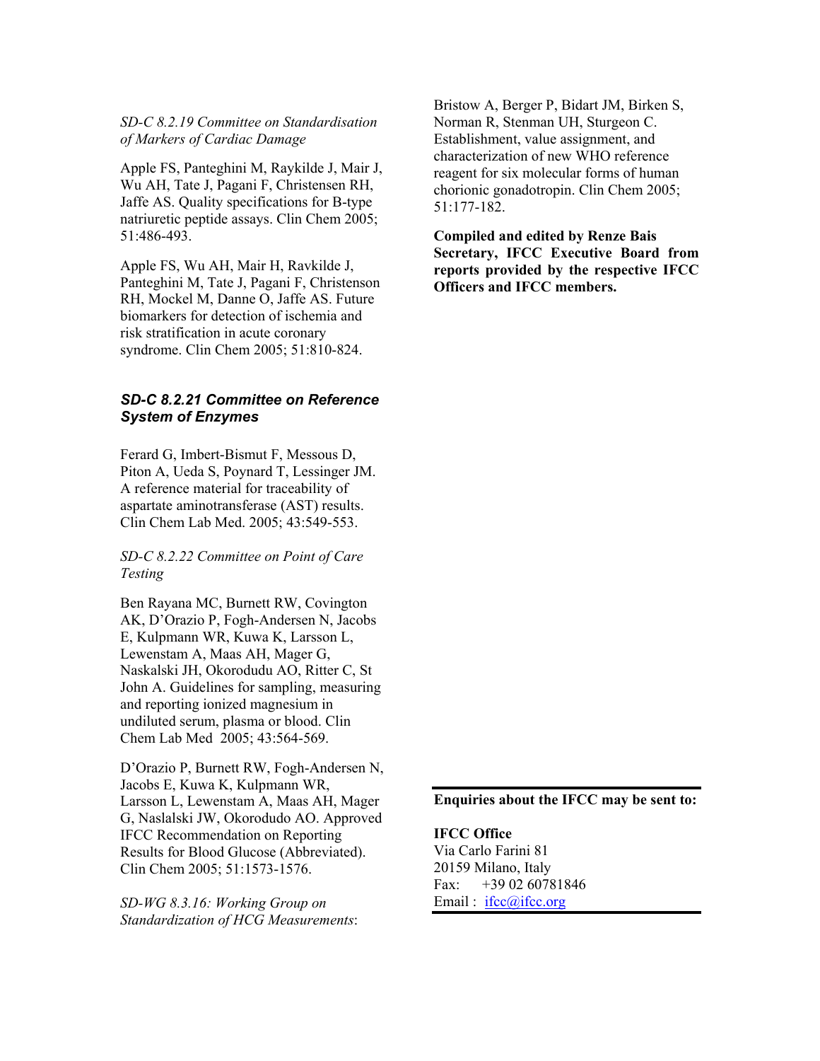*SD-C 8.2.19 Committee on Standardisation of Markers of Cardiac Damage*

Apple FS, Panteghini M, Raykilde J, Mair J, Wu AH, Tate J, Pagani F, Christensen RH, Jaffe AS. Quality specifications for B-type natriuretic peptide assays. Clin Chem 2005; 51:486-493.

Apple FS, Wu AH, Mair H, Ravkilde J, Panteghini M, Tate J, Pagani F, Christenson RH, Mockel M, Danne O, Jaffe AS. Future biomarkers for detection of ischemia and risk stratification in acute coronary syndrome. Clin Chem 2005; 51:810-824.

***SD-C 8.2.21 Committee on Reference System of Enzymes***

Ferard G, Imbert-Bismut F, Messous D, Piton A, Ueda S, Poynard T, Lessinger JM. A reference material for traceability of aspartate aminotransferase (AST) results. Clin Chem Lab Med. 2005; 43:549-553.

*SD-C 8.2.22 Committee on Point of Care Testing*

Ben Rayana MC, Burnett RW, Covington AK, D'Orazio P, Fogh-Andersen N, Jacobs E, Kulpmann WR, Kuwa K, Larsson L, Lewenstam A, Maas AH, Mager G, Naskalski JH, Okorodudu AO, Ritter C, St John A. Guidelines for sampling, measuring and reporting ionized magnesium in undiluted serum, plasma or blood. Clin Chem Lab Med 2005; 43:564-569.

D'Orazio P, Burnett RW, Fogh-Andersen N, Jacobs E, Kuwa K, Kulpmann WR, Larsson L, Lewenstam A, Maas AH, Mager G, Naslalski JW, Okorodudo AO. Approved IFCC Recommendation on Reporting Results for Blood Glucose (Abbreviated). Clin Chem 2005; 51:1573-1576.

*SD-WG 8.3.16: Working Group on Standardization of HCG Measurements*:

Bristow A, Berger P, Bidart JM, Birken S, Norman R, Stenman UH, Sturgeon C. Establishment, value assignment, and characterization of new WHO reference reagent for six molecular forms of human chorionic gonadotropin. Clin Chem 2005; 51:177-182.

**Compiled and edited by Renze Bais Secretary, IFCC Executive Board from reports provided by the respective IFCC Officers and IFCC members.**

---

**Enquiries about the IFCC may be sent to:**

**IFCC Office**
Via Carlo Farini 81
20159 Milano, Italy
Fax: +39 02 60781846
Email : ifcc@ifcc.org